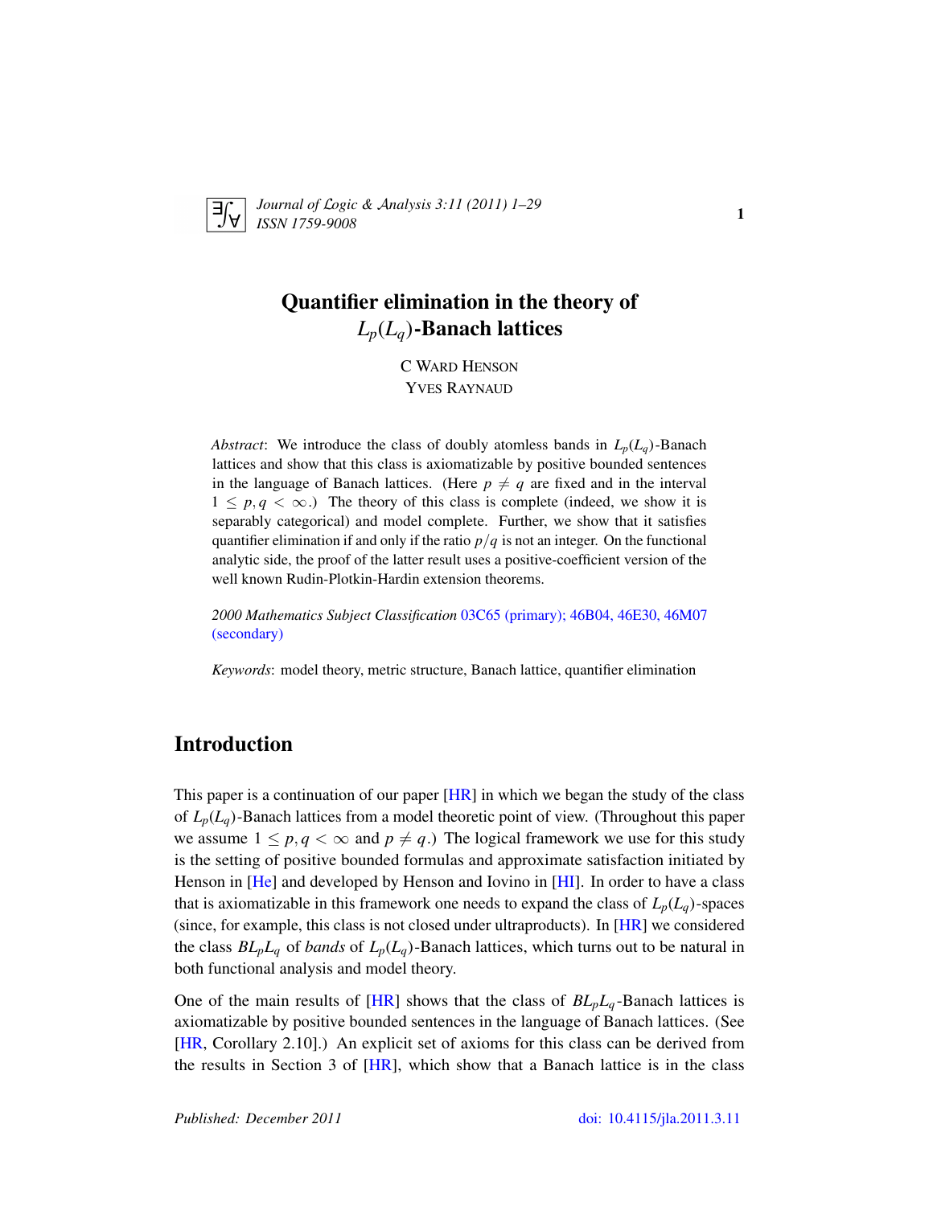# Quantifier elimination in the theory of $L_p(L_q)$-Banach lattices

C Ward Henson
Yves Raynaud

*Abstract*: We introduce the class of doubly atomless bands in $L_p(L_q)$-Banach lattices and show that this class is axiomatizable by positive bounded sentences in the language of Banach lattices. (Here $p \neq q$ are fixed and in the interval $1 \leq p, q < \infty$.) The theory of this class is complete (indeed, we show it is separably categorical) and model complete. Further, we show that it satisfies quantifier elimination if and only if the ratio $p/q$ is not an integer. On the functional analytic side, the proof of the latter result uses a positive-coefficient version of the well known Rudin-Plotkin-Hardin extension theorems.

*2000 Mathematics Subject Classification* 03C65 (primary); 46B04, 46E30, 46M07 (secondary)

*Keywords*: model theory, metric structure, Banach lattice, quantifier elimination

## Introduction

This paper is a continuation of our paper [HR] in which we began the study of the class of $L_p(L_q)$-Banach lattices from a model theoretic point of view. (Throughout this paper we assume $1 \leq p, q < \infty$ and $p \neq q$.) The logical framework we use for this study is the setting of positive bounded formulas and approximate satisfaction initiated by Henson in [He] and developed by Henson and Iovino in [HI]. In order to have a class that is axiomatizable in this framework one needs to expand the class of $L_p(L_q)$-spaces (since, for example, this class is not closed under ultraproducts). In [HR] we considered the class $BL_pL_q$ of *bands* of $L_p(L_q)$-Banach lattices, which turns out to be natural in both functional analysis and model theory.

One of the main results of [HR] shows that the class of $BL_pL_q$-Banach lattices is axiomatizable by positive bounded sentences in the language of Banach lattices. (See [HR, Corollary 2.10].) An explicit set of axioms for this class can be derived from the results in Section 3 of [HR], which show that a Banach lattice is in the class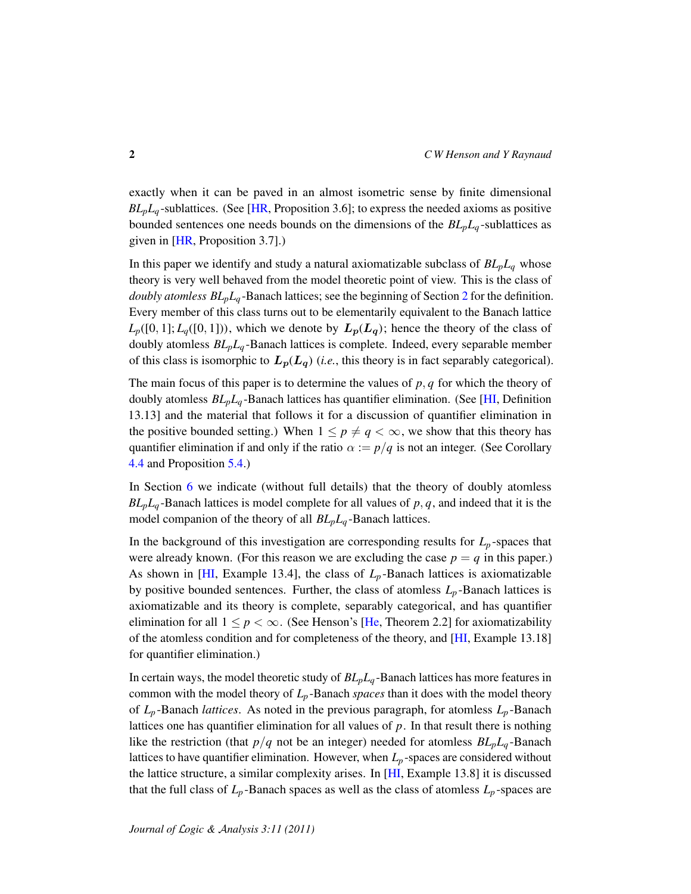exactly when it can be paved in an almost isometric sense by finite dimensional $BL_pL_q$-sublattices. (See [HR, Proposition 3.6]; to express the needed axioms as positive bounded sentences one needs bounds on the dimensions of the $BL_pL_q$-sublattices as given in [HR, Proposition 3.7].)

In this paper we identify and study a natural axiomatizable subclass of $BL_pL_q$ whose theory is very well behaved from the model theoretic point of view. This is the class of *doubly atomless* $BL_pL_q$-Banach lattices; see the beginning of Section 2 for the definition. Every member of this class turns out to be elementarily equivalent to the Banach lattice $L_p([0,1]; L_q([0,1]))$, which we denote by $\boldsymbol{L_p(L_q)}$; hence the theory of the class of doubly atomless $BL_pL_q$-Banach lattices is complete. Indeed, every separable member of this class is isomorphic to $\boldsymbol{L_p(L_q)}$ (*i.e.*, this theory is in fact separably categorical).

The main focus of this paper is to determine the values of $p, q$ for which the theory of doubly atomless $BL_pL_q$-Banach lattices has quantifier elimination. (See [HI, Definition 13.13] and the material that follows it for a discussion of quantifier elimination in the positive bounded setting.) When $1 \leq p \neq q < \infty$, we show that this theory has quantifier elimination if and only if the ratio $\alpha := p/q$ is not an integer. (See Corollary 4.4 and Proposition 5.4.)

In Section 6 we indicate (without full details) that the theory of doubly atomless $BL_pL_q$-Banach lattices is model complete for all values of $p, q$, and indeed that it is the model companion of the theory of all $BL_pL_q$-Banach lattices.

In the background of this investigation are corresponding results for $L_p$-spaces that were already known. (For this reason we are excluding the case $p = q$ in this paper.) As shown in [HI, Example 13.4], the class of $L_p$-Banach lattices is axiomatizable by positive bounded sentences. Further, the class of atomless $L_p$-Banach lattices is axiomatizable and its theory is complete, separably categorical, and has quantifier elimination for all $1 \leq p < \infty$. (See Henson's [He, Theorem 2.2] for axiomatizability of the atomless condition and for completeness of the theory, and [HI, Example 13.18] for quantifier elimination.)

In certain ways, the model theoretic study of $BL_pL_q$-Banach lattices has more features in common with the model theory of $L_p$-Banach *spaces* than it does with the model theory of $L_p$-Banach *lattices*. As noted in the previous paragraph, for atomless $L_p$-Banach lattices one has quantifier elimination for all values of $p$. In that result there is nothing like the restriction (that $p/q$ not be an integer) needed for atomless $BL_pL_q$-Banach lattices to have quantifier elimination. However, when $L_p$-spaces are considered without the lattice structure, a similar complexity arises. In [HI, Example 13.8] it is discussed that the full class of $L_p$-Banach spaces as well as the class of atomless $L_p$-spaces are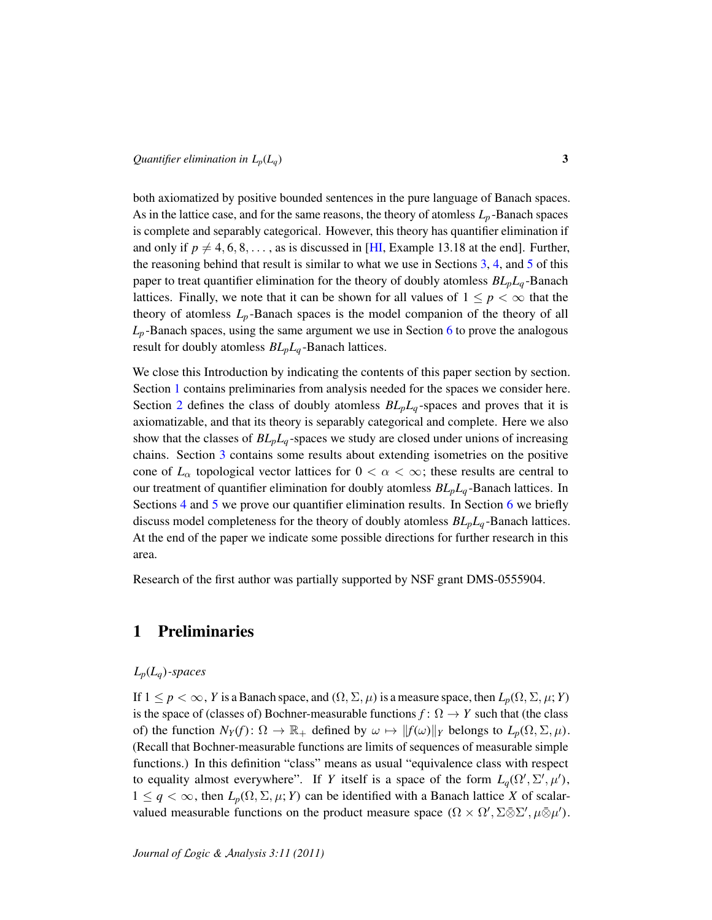both axiomatized by positive bounded sentences in the pure language of Banach spaces. As in the lattice case, and for the same reasons, the theory of atomless $L_p$-Banach spaces is complete and separably categorical. However, this theory has quantifier elimination if and only if $p \neq 4, 6, 8, \dots$, as is discussed in [HI, Example 13.18 at the end]. Further, the reasoning behind that result is similar to what we use in Sections 3, 4, and 5 of this paper to treat quantifier elimination for the theory of doubly atomless $BL_pL_q$-Banach lattices. Finally, we note that it can be shown for all values of $1 \leq p < \infty$ that the theory of atomless $L_p$-Banach spaces is the model companion of the theory of all $L_p$-Banach spaces, using the same argument we use in Section 6 to prove the analogous result for doubly atomless $BL_pL_q$-Banach lattices.

We close this Introduction by indicating the contents of this paper section by section. Section 1 contains preliminaries from analysis needed for the spaces we consider here. Section 2 defines the class of doubly atomless $BL_pL_q$-spaces and proves that it is axiomatizable, and that its theory is separably categorical and complete. Here we also show that the classes of $BL_pL_q$-spaces we study are closed under unions of increasing chains. Section 3 contains some results about extending isometries on the positive cone of $L_\alpha$ topological vector lattices for $0 < \alpha < \infty$; these results are central to our treatment of quantifier elimination for doubly atomless $BL_pL_q$-Banach lattices. In Sections 4 and 5 we prove our quantifier elimination results. In Section 6 we briefly discuss model completeness for the theory of doubly atomless $BL_pL_q$-Banach lattices. At the end of the paper we indicate some possible directions for further research in this area.

Research of the first author was partially supported by NSF grant DMS-0555904.

## 1 Preliminaries

### *$L_p(L_q)$-spaces*

If $1 \leq p < \infty$, $Y$ is a Banach space, and $(\Omega, \Sigma, \mu)$ is a measure space, then $L_p(\Omega, \Sigma, \mu; Y)$ is the space of (classes of) Bochner-measurable functions $f\colon \Omega \to Y$ such that (the class of) the function $N_Y(f)\colon \Omega \to \mathbb{R}_+$ defined by $\omega \mapsto \|f(\omega)\|_Y$ belongs to $L_p(\Omega, \Sigma, \mu)$. (Recall that Bochner-measurable functions are limits of sequences of measurable simple functions.) In this definition "class" means as usual "equivalence class with respect to equality almost everywhere". If $Y$ itself is a space of the form $L_q(\Omega', \Sigma', \mu')$, $1 \leq q < \infty$, then $L_p(\Omega, \Sigma, \mu; Y)$ can be identified with a Banach lattice $X$ of scalar-valued measurable functions on the product measure space $(\Omega \times \Omega', \Sigma \bar{\otimes} \Sigma', \mu \bar{\otimes} \mu')$.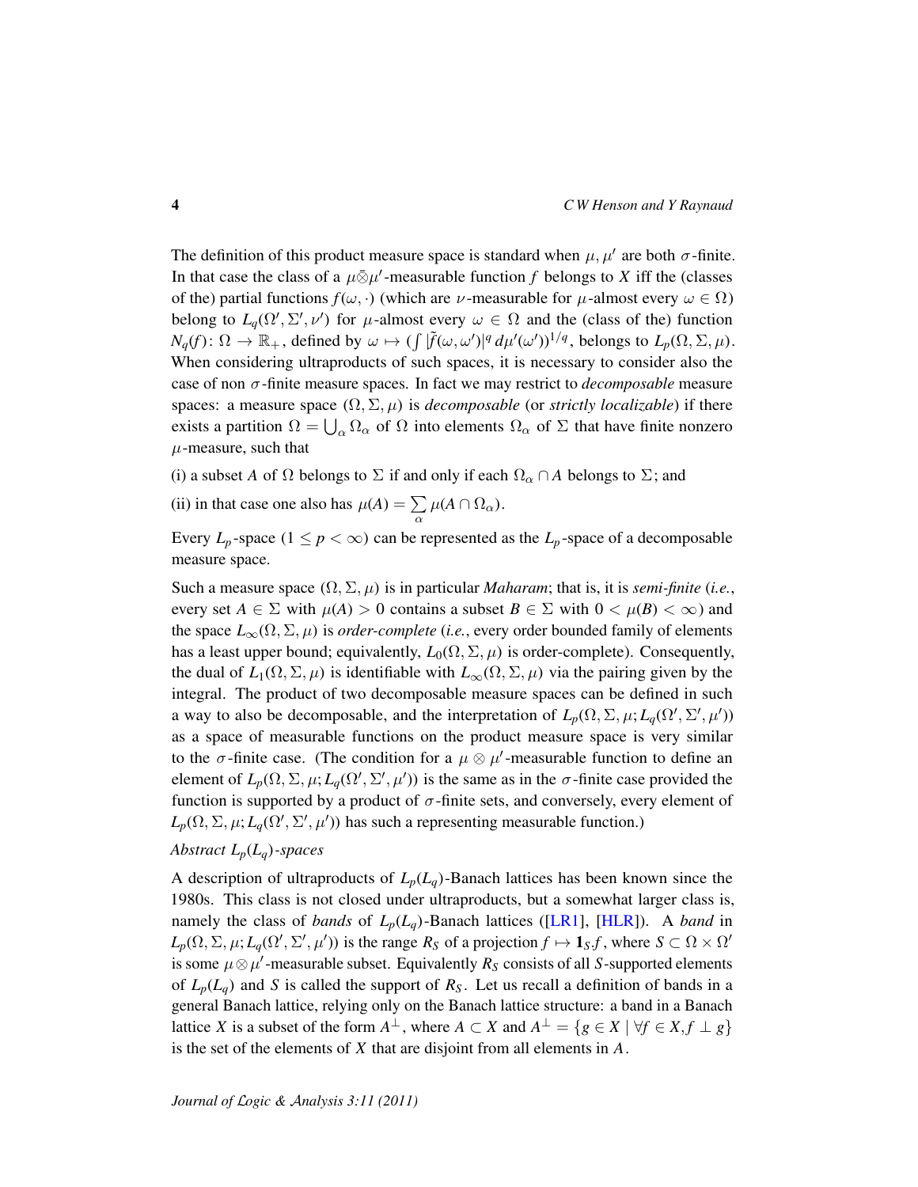The definition of this product measure space is standard when $\mu, \mu'$ are both $\sigma$-finite. In that case the class of a $\mu\bar{\otimes}\mu'$-measurable function $f$ belongs to $X$ iff the (classes of the) partial functions $f(\omega, \cdot)$ (which are $\nu$-measurable for $\mu$-almost every $\omega \in \Omega$) belong to $L_q(\Omega', \Sigma', \nu')$ for $\mu$-almost every $\omega \in \Omega$ and the (class of the) function $N_q(f)\colon \Omega \to \mathbb{R}_+$, defined by $\omega \mapsto (\int |\tilde{f}(\omega, \omega')|^q \, d\mu'(\omega'))^{1/q}$, belongs to $L_p(\Omega, \Sigma, \mu)$. When considering ultraproducts of such spaces, it is necessary to consider also the case of non $\sigma$-finite measure spaces. In fact we may restrict to *decomposable* measure spaces: a measure space $(\Omega, \Sigma, \mu)$ is *decomposable* (or *strictly localizable*) if there exists a partition $\Omega = \bigcup_\alpha \Omega_\alpha$ of $\Omega$ into elements $\Omega_\alpha$ of $\Sigma$ that have finite nonzero $\mu$-measure, such that

(i) a subset $A$ of $\Omega$ belongs to $\Sigma$ if and only if each $\Omega_\alpha \cap A$ belongs to $\Sigma$; and

(ii) in that case one also has $\mu(A) = \sum_\alpha \mu(A \cap \Omega_\alpha)$.

Every $L_p$-space ($1 \leq p < \infty$) can be represented as the $L_p$-space of a decomposable measure space.

Such a measure space $(\Omega, \Sigma, \mu)$ is in particular *Maharam*; that is, it is *semi-finite* (*i.e.*, every set $A \in \Sigma$ with $\mu(A) > 0$ contains a subset $B \in \Sigma$ with $0 < \mu(B) < \infty$) and the space $L_\infty(\Omega, \Sigma, \mu)$ is *order-complete* (*i.e.*, every order bounded family of elements has a least upper bound; equivalently, $L_0(\Omega, \Sigma, \mu)$ is order-complete). Consequently, the dual of $L_1(\Omega, \Sigma, \mu)$ is identifiable with $L_\infty(\Omega, \Sigma, \mu)$ via the pairing given by the integral. The product of two decomposable measure spaces can be defined in such a way to also be decomposable, and the interpretation of $L_p(\Omega, \Sigma, \mu; L_q(\Omega', \Sigma', \mu'))$ as a space of measurable functions on the product measure space is very similar to the $\sigma$-finite case. (The condition for a $\mu \otimes \mu'$-measurable function to define an element of $L_p(\Omega, \Sigma, \mu; L_q(\Omega', \Sigma', \mu'))$ is the same as in the $\sigma$-finite case provided the function is supported by a product of $\sigma$-finite sets, and conversely, every element of $L_p(\Omega, \Sigma, \mu; L_q(\Omega', \Sigma', \mu'))$ has such a representing measurable function.)

*Abstract $L_p(L_q)$-spaces*

A description of ultraproducts of $L_p(L_q)$-Banach lattices has been known since the 1980s. This class is not closed under ultraproducts, but a somewhat larger class is, namely the class of *bands* of $L_p(L_q)$-Banach lattices ([LR1], [HLR]). A *band* in $L_p(\Omega, \Sigma, \mu; L_q(\Omega', \Sigma', \mu'))$ is the range $R_S$ of a projection $f \mapsto \mathbf{1}_S f$, where $S \subset \Omega \times \Omega'$ is some $\mu \otimes \mu'$-measurable subset. Equivalently $R_S$ consists of all $S$-supported elements of $L_p(L_q)$ and $S$ is called the support of $R_S$. Let us recall a definition of bands in a general Banach lattice, relying only on the Banach lattice structure: a band in a Banach lattice $X$ is a subset of the form $A^\perp$, where $A \subset X$ and $A^\perp = \{g \in X \mid \forall f \in X, f \perp g\}$ is the set of the elements of $X$ that are disjoint from all elements in $A$.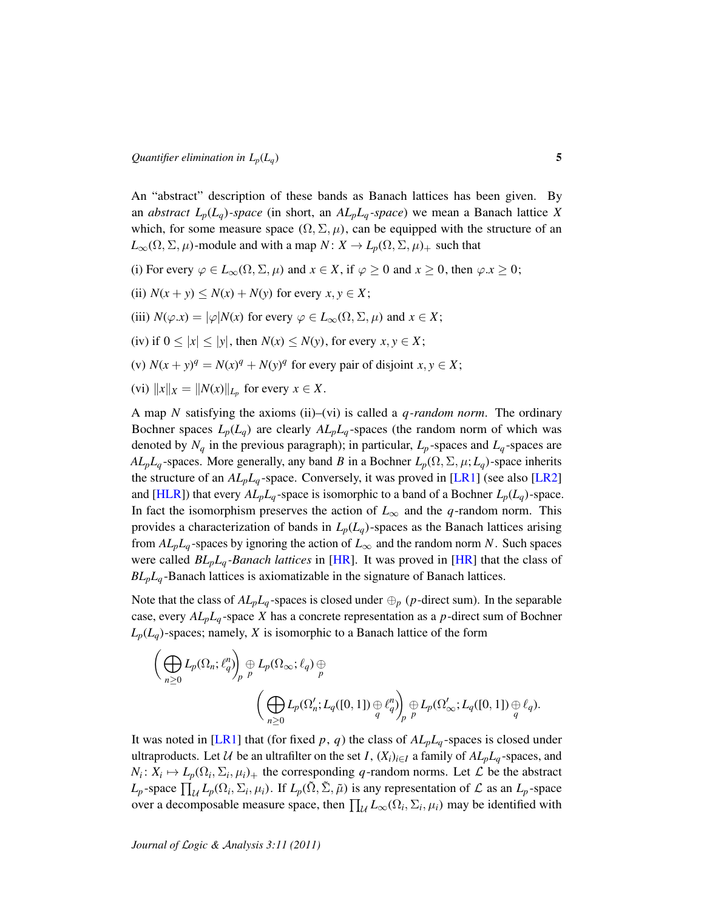An "abstract" description of these bands as Banach lattices has been given. By an *abstract* $L_p(L_q)$*-space* (in short, an $AL_pL_q$*-space*) we mean a Banach lattice $X$ which, for some measure space $(\Omega, \Sigma, \mu)$, can be equipped with the structure of an $L_\infty(\Omega, \Sigma, \mu)$-module and with a map $N\colon X \to L_p(\Omega, \Sigma, \mu)_+$ such that

(i) For every $\varphi \in L_\infty(\Omega, \Sigma, \mu)$ and $x \in X$, if $\varphi \geq 0$ and $x \geq 0$, then $\varphi.x \geq 0$;

(ii) $N(x+y) \leq N(x) + N(y)$ for every $x, y \in X$;

(iii) $N(\varphi.x) = |\varphi| N(x)$ for every $\varphi \in L_\infty(\Omega, \Sigma, \mu)$ and $x \in X$;

(iv) if $0 \leq |x| \leq |y|$, then $N(x) \leq N(y)$, for every $x, y \in X$;

(v) $N(x+y)^q = N(x)^q + N(y)^q$ for every pair of disjoint $x, y \in X$;

(vi) $\|x\|_X = \|N(x)\|_{L_p}$ for every $x \in X$.

A map $N$ satisfying the axioms (ii)–(vi) is called a $q$*-random norm*. The ordinary Bochner spaces $L_p(L_q)$ are clearly $AL_pL_q$-spaces (the random norm of which was denoted by $N_q$ in the previous paragraph); in particular, $L_p$-spaces and $L_q$-spaces are $AL_pL_q$-spaces. More generally, any band $B$ in a Bochner $L_p(\Omega, \Sigma, \mu; L_q)$-space inherits the structure of an $AL_pL_q$-space. Conversely, it was proved in [LR1] (see also [LR2] and [HLR]) that every $AL_pL_q$-space is isomorphic to a band of a Bochner $L_p(L_q)$-space. In fact the isomorphism preserves the action of $L_\infty$ and the $q$-random norm. This provides a characterization of bands in $L_p(L_q)$-spaces as the Banach lattices arising from $AL_pL_q$-spaces by ignoring the action of $L_\infty$ and the random norm $N$. Such spaces were called $BL_pL_q$*-Banach lattices* in [HR]. It was proved in [HR] that the class of $BL_pL_q$-Banach lattices is axiomatizable in the signature of Banach lattices.

Note that the class of $AL_pL_q$-spaces is closed under $\oplus_p$ ($p$-direct sum). In the separable case, every $AL_pL_q$-space $X$ has a concrete representation as a $p$-direct sum of Bochner $L_p(L_q)$-spaces; namely, $X$ is isomorphic to a Banach lattice of the form

$$\Big(\bigoplus_{n\geq 0} L_p(\Omega_n; \ell_q^n)\Big)_p \underset{p}{\oplus} L_p(\Omega_\infty; \ell_q) \underset{p}{\oplus} \Big(\bigoplus_{n\geq 0} L_p(\Omega_n'; L_q([0,1]) \underset{q}{\oplus} \ell_q^n)\Big)_p \underset{p}{\oplus} L_p(\Omega_\infty'; L_q([0,1]) \underset{q}{\oplus} \ell_q).$$

It was noted in [LR1] that (for fixed $p$, $q$) the class of $AL_pL_q$-spaces is closed under ultraproducts. Let $\mathcal{U}$ be an ultrafilter on the set $I$, $(X_i)_{i\in I}$ a family of $AL_pL_q$-spaces, and $N_i\colon X_i \mapsto L_p(\Omega_i, \Sigma_i, \mu_i)_+$ the corresponding $q$-random norms. Let $\mathcal{L}$ be the abstract $L_p$-space $\prod_{\mathcal{U}} L_p(\Omega_i, \Sigma_i, \mu_i)$. If $L_p(\tilde{\Omega}, \tilde{\Sigma}, \tilde{\mu})$ is any representation of $\mathcal{L}$ as an $L_p$-space over a decomposable measure space, then $\prod_{\mathcal{U}} L_\infty(\Omega_i, \Sigma_i, \mu_i)$ may be identified with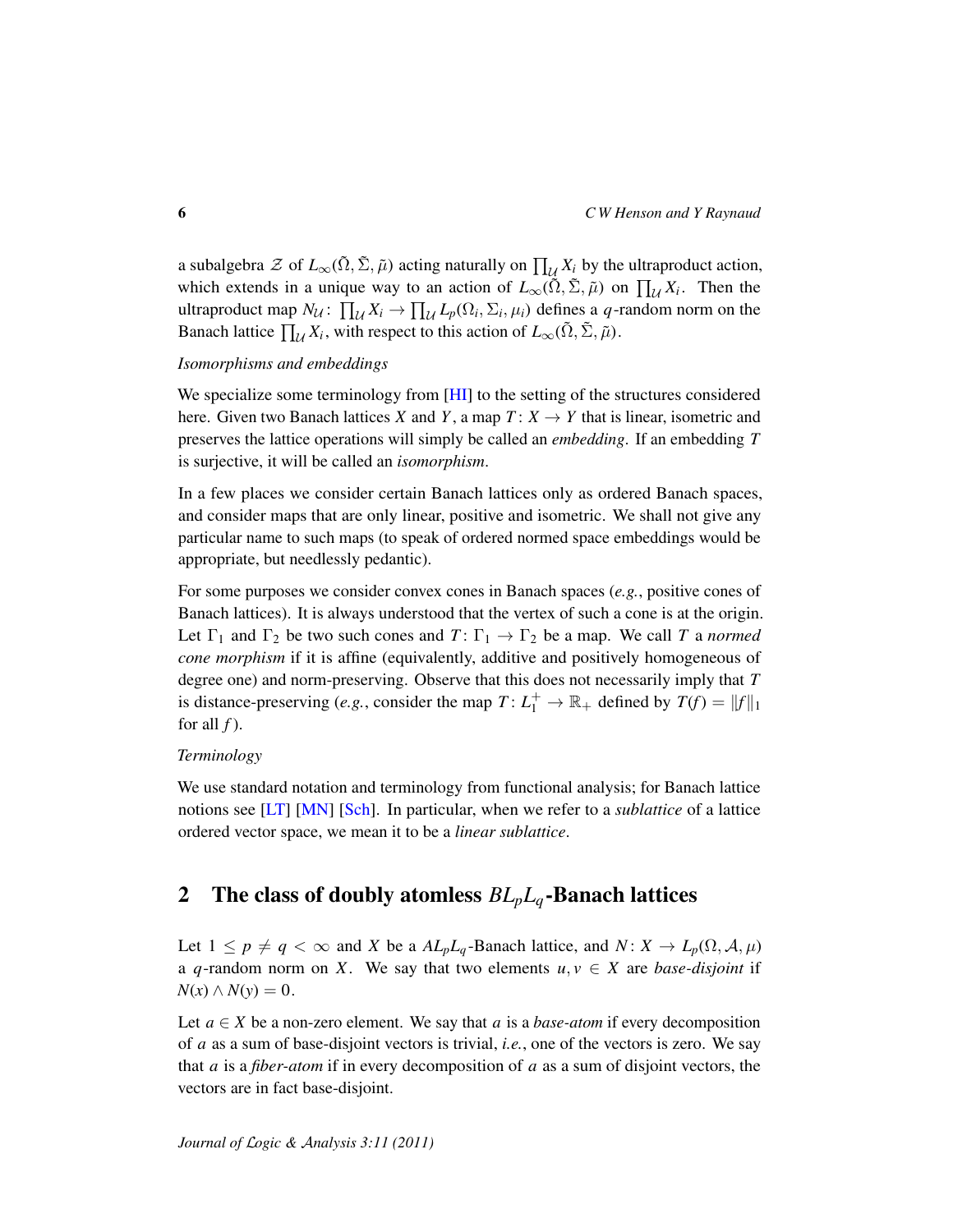a subalgebra $\mathcal{Z}$ of $L_\infty(\tilde{\Omega}, \tilde{\Sigma}, \tilde{\mu})$ acting naturally on $\prod_{\mathcal{U}} X_i$ by the ultraproduct action, which extends in a unique way to an action of $L_\infty(\tilde{\Omega}, \tilde{\Sigma}, \tilde{\mu})$ on $\prod_{\mathcal{U}} X_i$. Then the ultraproduct map $N_{\mathcal{U}} \colon \prod_{\mathcal{U}} X_i \to \prod_{\mathcal{U}} L_p(\Omega_i, \Sigma_i, \mu_i)$ defines a $q$-random norm on the Banach lattice $\prod_{\mathcal{U}} X_i$, with respect to this action of $L_\infty(\tilde{\Omega}, \tilde{\Sigma}, \tilde{\mu})$.

*Isomorphisms and embeddings*

We specialize some terminology from [HI] to the setting of the structures considered here. Given two Banach lattices $X$ and $Y$, a map $T \colon X \to Y$ that is linear, isometric and preserves the lattice operations will simply be called an *embedding*. If an embedding $T$ is surjective, it will be called an *isomorphism*.

In a few places we consider certain Banach lattices only as ordered Banach spaces, and consider maps that are only linear, positive and isometric. We shall not give any particular name to such maps (to speak of ordered normed space embeddings would be appropriate, but needlessly pedantic).

For some purposes we consider convex cones in Banach spaces (*e.g.*, positive cones of Banach lattices). It is always understood that the vertex of such a cone is at the origin. Let $\Gamma_1$ and $\Gamma_2$ be two such cones and $T \colon \Gamma_1 \to \Gamma_2$ be a map. We call $T$ a *normed cone morphism* if it is affine (equivalently, additive and positively homogeneous of degree one) and norm-preserving. Observe that this does not necessarily imply that $T$ is distance-preserving (*e.g.*, consider the map $T \colon L_1^+ \to \mathbb{R}_+$ defined by $T(f) = \|f\|_1$ for all $f$).

*Terminology*

We use standard notation and terminology from functional analysis; for Banach lattice notions see [LT] [MN] [Sch]. In particular, when we refer to a *sublattice* of a lattice ordered vector space, we mean it to be a *linear sublattice*.

## 2 The class of doubly atomless $BL_pL_q$-Banach lattices

Let $1 \le p \ne q < \infty$ and $X$ be a $AL_pL_q$-Banach lattice, and $N \colon X \to L_p(\Omega, \mathcal{A}, \mu)$ a $q$-random norm on $X$. We say that two elements $u, v \in X$ are *base-disjoint* if $N(x) \wedge N(y) = 0$.

Let $a \in X$ be a non-zero element. We say that $a$ is a *base-atom* if every decomposition of $a$ as a sum of base-disjoint vectors is trivial, *i.e.*, one of the vectors is zero. We say that $a$ is a *fiber-atom* if in every decomposition of $a$ as a sum of disjoint vectors, the vectors are in fact base-disjoint.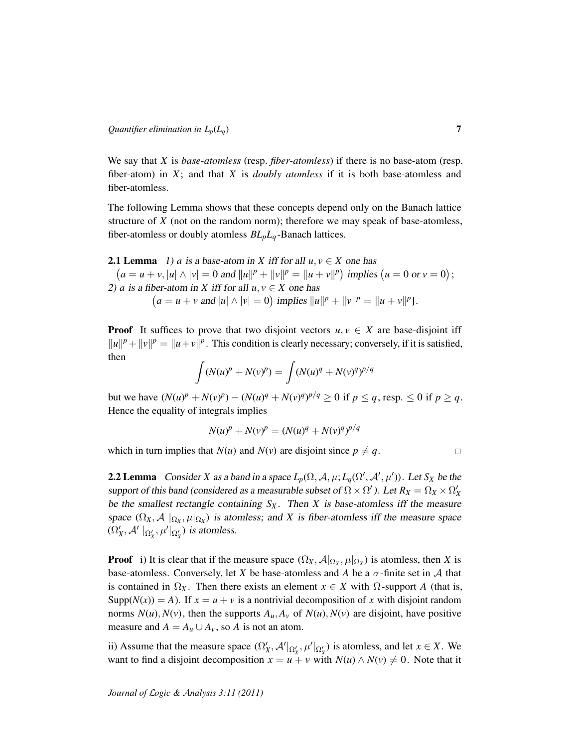We say that $X$ is *base-atomless* (resp. *fiber-atomless*) if there is no base-atom (resp. fiber-atom) in $X$; and that $X$ is *doubly atomless* if it is both base-atomless and fiber-atomless.

The following Lemma shows that these concepts depend only on the Banach lattice structure of $X$ (not on the random norm); therefore we may speak of base-atomless, fiber-atomless or doubly atomless $BL_pL_q$-Banach lattices.

**2.1 Lemma** *1) $a$ is a base-atom in $X$ iff for all $u, v \in X$ one has*
$\big(a = u + v, |u| \wedge |v| = 0$ *and* $\|u\|^p + \|v\|^p = \|u+v\|^p\big)$ *implies* $\big(u = 0$ *or* $v = 0\big)$;
*2) $a$ is a fiber-atom in $X$ iff for all $u, v \in X$ one has*
$\big(a = u + v$ *and* $|u| \wedge |v| = 0\big)$ *implies* $\|u\|^p + \|v\|^p = \|u+v\|^p]$.

**Proof** It suffices to prove that two disjoint vectors $u, v \in X$ are base-disjoint iff $\|u\|^p + \|v\|^p = \|u+v\|^p$. This condition is clearly necessary; conversely, if it is satisfied, then

$$\int (N(u)^p + N(v)^p) = \int (N(u)^q + N(v)^q)^{p/q}$$

but we have $(N(u)^p + N(v)^p) - (N(u)^q + N(v)^q)^{p/q} \geq 0$ if $p \leq q$, resp. $\leq 0$ if $p \geq q$. Hence the equality of integrals implies

$$N(u)^p + N(v)^p = (N(u)^q + N(v)^q)^{p/q}$$

which in turn implies that $N(u)$ and $N(v)$ are disjoint since $p \neq q$. $\square$

**2.2 Lemma** *Consider $X$ as a band in a space $L_p(\Omega, \mathcal{A}, \mu; L_q(\Omega', \mathcal{A}', \mu'))$. Let $S_X$ be the support of this band (considered as a measurable subset of $\Omega \times \Omega'$). Let $R_X = \Omega_X \times \Omega'_X$ be the smallest rectangle containing $S_X$. Then $X$ is base-atomless iff the measure space $(\Omega_X, \mathcal{A}\mid_{\Omega_X}, \mu|_{\Omega_X})$ is atomless; and $X$ is fiber-atomless iff the measure space $(\Omega'_X, \mathcal{A}'\mid_{\Omega'_X}, \mu'|_{\Omega'_X})$ is atomless.*

**Proof** i) It is clear that if the measure space $(\Omega_X, \mathcal{A}|_{\Omega_X}, \mu|_{\Omega_X})$ is atomless, then $X$ is base-atomless. Conversely, let $X$ be base-atomless and $A$ be a $\sigma$-finite set in $\mathcal{A}$ that is contained in $\Omega_X$. Then there exists an element $x \in X$ with $\Omega$-support $A$ (that is, $\mathrm{Supp}(N(x)) = A$). If $x = u + v$ is a nontrivial decomposition of $x$ with disjoint random norms $N(u), N(v)$, then the supports $A_u, A_v$ of $N(u), N(v)$ are disjoint, have positive measure and $A = A_u \cup A_v$, so $A$ is not an atom.

ii) Assume that the measure space $(\Omega'_X, \mathcal{A}'|_{\Omega'_X}, \mu'|_{\Omega'_X})$ is atomless, and let $x \in X$. We want to find a disjoint decomposition $x = u + v$ with $N(u) \wedge N(v) \neq 0$. Note that it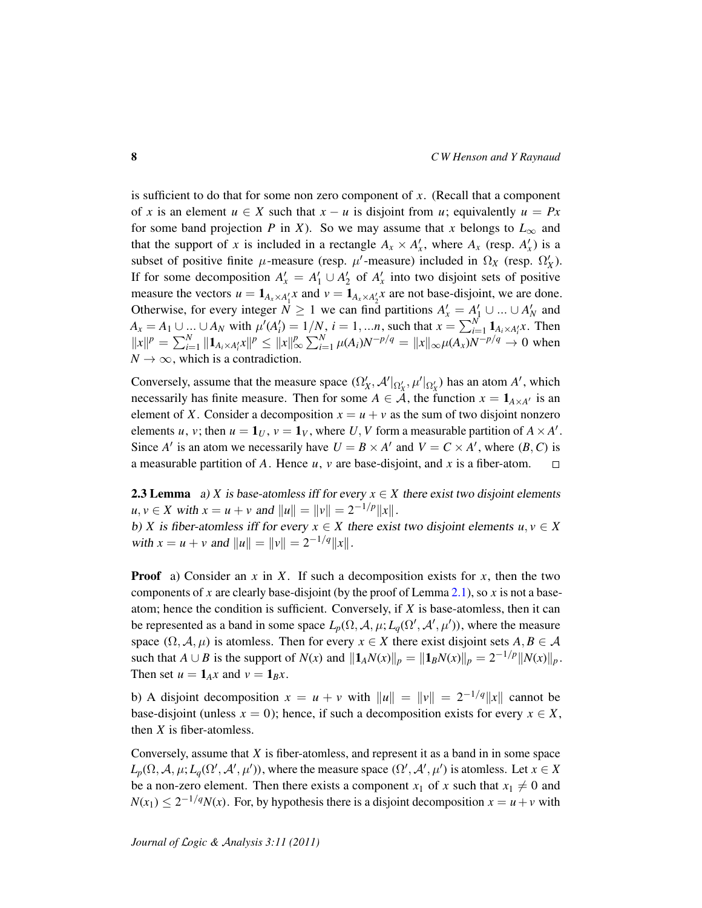is sufficient to do that for some non zero component of $x$. (Recall that a component of $x$ is an element $u \in X$ such that $x-u$ is disjoint from $u$; equivalently $u = Px$ for some band projection $P$ in $X$). So we may assume that $x$ belongs to $L_\infty$ and that the support of $x$ is included in a rectangle $A_x \times A'_x$, where $A_x$ (resp. $A'_x$) is a subset of positive finite $\mu$-measure (resp. $\mu'$-measure) included in $\Omega_X$ (resp. $\Omega'_X$). If for some decomposition $A'_x = A'_1 \cup A'_2$ of $A'_x$ into two disjoint sets of positive measure the vectors $u = \mathbf{1}_{A_x \times A'_1} x$ and $v = \mathbf{1}_{A_x \times A'_2} x$ are not base-disjoint, we are done. Otherwise, for every integer $N \geq 1$ we can find partitions $A'_x = A'_1 \cup ... \cup A'_N$ and $A_x = A_1 \cup ... \cup A_N$ with $\mu'(A'_i) = 1/N$, $i = 1, ...n$, such that $x = \sum_{i=1}^{N} \mathbf{1}_{A_i \times A'_i} x$. Then $\|x\|^p = \sum_{i=1}^{N} \|\mathbf{1}_{A_i \times A'_i} x\|^p \leq \|x\|_\infty^p \sum_{i=1}^{N} \mu(A_i) N^{-p/q} = \|x\|_\infty \mu(A_x) N^{-p/q} \to 0$ when $N \to \infty$, which is a contradiction.

Conversely, assume that the measure space $(\Omega'_X, \mathcal{A}'|_{\Omega'_X}, \mu'|_{\Omega'_X})$ has an atom $A'$, which necessarily has finite measure. Then for some $A \in \mathcal{A}$, the function $x = \mathbf{1}_{A \times A'}$ is an element of $X$. Consider a decomposition $x = u + v$ as the sum of two disjoint nonzero elements $u$, $v$; then $u = \mathbf{1}_U$, $v = \mathbf{1}_V$, where $U, V$ form a measurable partition of $A \times A'$. Since $A'$ is an atom we necessarily have $U = B \times A'$ and $V = C \times A'$, where $(B, C)$ is a measurable partition of $A$. Hence $u$, $v$ are base-disjoint, and $x$ is a fiber-atom. $\square$

**2.3 Lemma** *a) $X$ is base-atomless iff for every $x \in X$ there exist two disjoint elements $u, v \in X$ with $x = u + v$ and $\|u\| = \|v\| = 2^{-1/p}\|x\|$.*
*b) $X$ is fiber-atomless iff for every $x \in X$ there exist two disjoint elements $u, v \in X$ with $x = u + v$ and $\|u\| = \|v\| = 2^{-1/q}\|x\|$.*

**Proof** a) Consider an $x$ in $X$. If such a decomposition exists for $x$, then the two components of $x$ are clearly base-disjoint (by the proof of Lemma 2.1), so $x$ is not a base-atom; hence the condition is sufficient. Conversely, if $X$ is base-atomless, then it can be represented as a band in some space $L_p(\Omega, \mathcal{A}, \mu; L_q(\Omega', \mathcal{A}', \mu'))$, where the measure space $(\Omega, \mathcal{A}, \mu)$ is atomless. Then for every $x \in X$ there exist disjoint sets $A, B \in \mathcal{A}$ such that $A \cup B$ is the support of $N(x)$ and $\|\mathbf{1}_A N(x)\|_p = \|\mathbf{1}_B N(x)\|_p = 2^{-1/p}\|N(x)\|_p$. Then set $u = \mathbf{1}_A x$ and $v = \mathbf{1}_B x$.

b) A disjoint decomposition $x = u + v$ with $\|u\| = \|v\| = 2^{-1/q}\|x\|$ cannot be base-disjoint (unless $x = 0$); hence, if such a decomposition exists for every $x \in X$, then $X$ is fiber-atomless.

Conversely, assume that $X$ is fiber-atomless, and represent it as a band in in some space $L_p(\Omega, \mathcal{A}, \mu; L_q(\Omega', \mathcal{A}', \mu'))$, where the measure space $(\Omega', \mathcal{A}', \mu')$ is atomless. Let $x \in X$ be a non-zero element. Then there exists a component $x_1$ of $x$ such that $x_1 \neq 0$ and $N(x_1) \leq 2^{-1/q} N(x)$. For, by hypothesis there is a disjoint decomposition $x = u + v$ with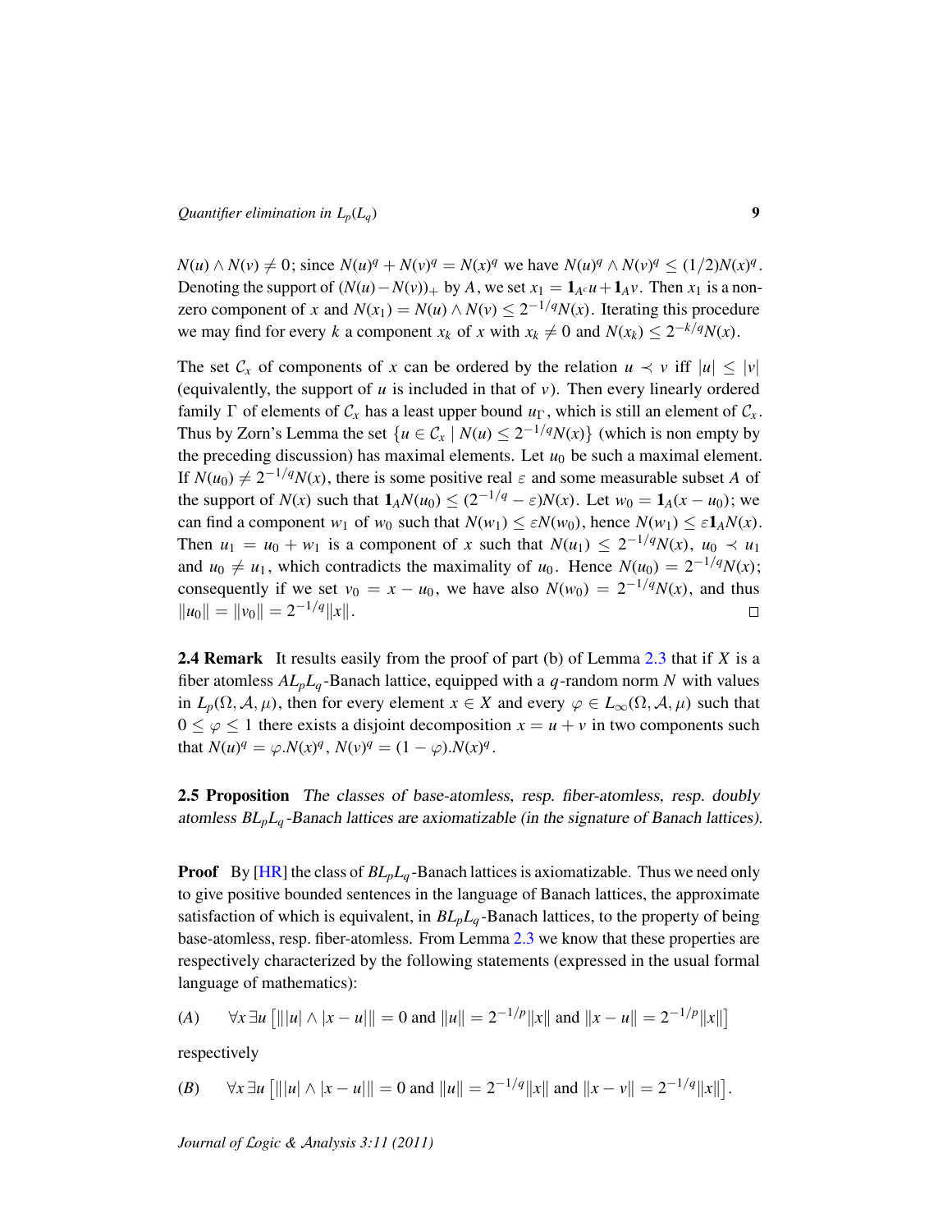$N(u) \wedge N(v) \neq 0$; since $N(u)^q + N(v)^q = N(x)^q$ we have $N(u)^q \wedge N(v)^q \leq (1/2)N(x)^q$. Denoting the support of $(N(u)-N(v))_+$ by $A$, we set $x_1 = \mathbf{1}_{A^c}u + \mathbf{1}_A v$. Then $x_1$ is a nonzero component of $x$ and $N(x_1) = N(u) \wedge N(v) \leq 2^{-1/q}N(x)$. Iterating this procedure we may find for every $k$ a component $x_k$ of $x$ with $x_k \neq 0$ and $N(x_k) \leq 2^{-k/q}N(x)$.

The set $\mathcal{C}_x$ of components of $x$ can be ordered by the relation $u \prec v$ iff $|u| \leq |v|$ (equivalently, the support of $u$ is included in that of $v$). Then every linearly ordered family $\Gamma$ of elements of $\mathcal{C}_x$ has a least upper bound $u_\Gamma$, which is still an element of $\mathcal{C}_x$. Thus by Zorn's Lemma the set $\{u \in \mathcal{C}_x \mid N(u) \leq 2^{-1/q}N(x)\}$ (which is non empty by the preceding discussion) has maximal elements. Let $u_0$ be such a maximal element. If $N(u_0) \neq 2^{-1/q}N(x)$, there is some positive real $\varepsilon$ and some measurable subset $A$ of the support of $N(x)$ such that $\mathbf{1}_A N(u_0) \leq (2^{-1/q} - \varepsilon)N(x)$. Let $w_0 = \mathbf{1}_A(x - u_0)$; we can find a component $w_1$ of $w_0$ such that $N(w_1) \leq \varepsilon N(w_0)$, hence $N(w_1) \leq \varepsilon \mathbf{1}_A N(x)$. Then $u_1 = u_0 + w_1$ is a component of $x$ such that $N(u_1) \leq 2^{-1/q}N(x)$, $u_0 \prec u_1$ and $u_0 \neq u_1$, which contradicts the maximality of $u_0$. Hence $N(u_0) = 2^{-1/q}N(x)$; consequently if we set $v_0 = x - u_0$, we have also $N(w_0) = 2^{-1/q}N(x)$, and thus $\|u_0\| = \|v_0\| = 2^{-1/q}\|x\|$. □

**2.4 Remark** It results easily from the proof of part (b) of Lemma 2.3 that if $X$ is a fiber atomless $AL_pL_q$-Banach lattice, equipped with a $q$-random norm $N$ with values in $L_p(\Omega, \mathcal{A}, \mu)$, then for every element $x \in X$ and every $\varphi \in L_\infty(\Omega, \mathcal{A}, \mu)$ such that $0 \leq \varphi \leq 1$ there exists a disjoint decomposition $x = u + v$ in two components such that $N(u)^q = \varphi . N(x)^q$, $N(v)^q = (1 - \varphi).N(x)^q$.

**2.5 Proposition** *The classes of base-atomless, resp. fiber-atomless, resp. doubly atomless $BL_pL_q$-Banach lattices are axiomatizable (in the signature of Banach lattices).*

**Proof** By [HR] the class of $BL_pL_q$-Banach lattices is axiomatizable. Thus we need only to give positive bounded sentences in the language of Banach lattices, the approximate satisfaction of which is equivalent, in $BL_pL_q$-Banach lattices, to the property of being base-atomless, resp. fiber-atomless. From Lemma 2.3 we know that these properties are respectively characterized by the following statements (expressed in the usual formal language of mathematics):

$$(A) \qquad \forall x\, \exists u \left[\| |u| \wedge |x-u| \| = 0 \text{ and } \|u\| = 2^{-1/p}\|x\| \text{ and } \|x-u\| = 2^{-1/p}\|x\|\right]$$

respectively

$$(B) \qquad \forall x\, \exists u \left[\| |u| \wedge |x-u| \| = 0 \text{ and } \|u\| = 2^{-1/q}\|x\| \text{ and } \|x-v\| = 2^{-1/q}\|x\|\right].$$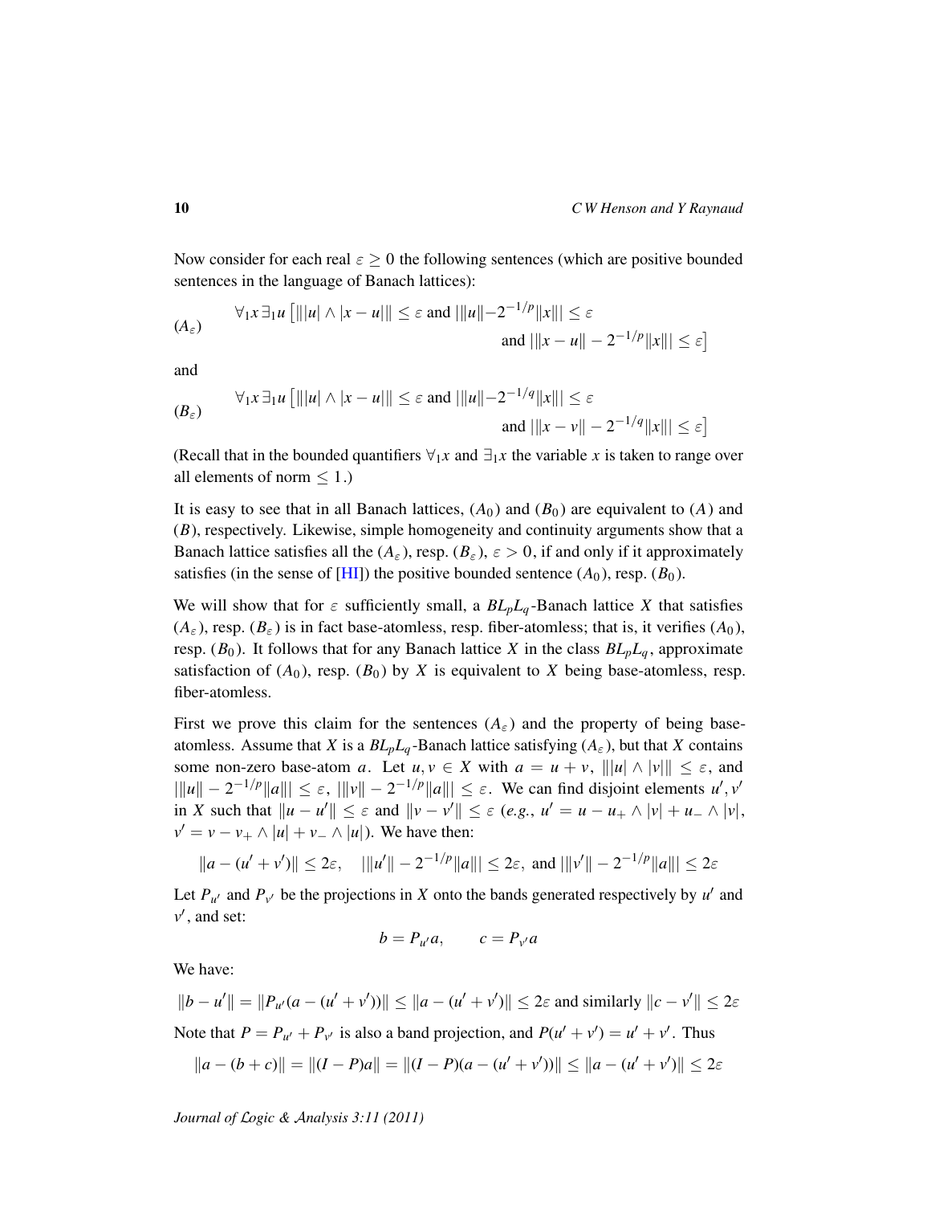Now consider for each real $\varepsilon \geq 0$ the following sentences (which are positive bounded sentences in the language of Banach lattices):

$$(A_\varepsilon) \qquad \forall_1 x\, \exists_1 u \left[ \| |u| \wedge |x-u| \| \leq \varepsilon \text{ and } |\|u\| - 2^{-1/p}\|x\|| \leq \varepsilon \text{ and } |\|x-u\| - 2^{-1/p}\|x\|| \leq \varepsilon \right]$$

and

$$(B_\varepsilon) \qquad \forall_1 x\, \exists_1 u \left[ \| |u| \wedge |x-u| \| \leq \varepsilon \text{ and } |\|u\| - 2^{-1/q}\|x\|| \leq \varepsilon \text{ and } |\|x-v\| - 2^{-1/q}\|x\|| \leq \varepsilon \right]$$

(Recall that in the bounded quantifiers $\forall_1 x$ and $\exists_1 x$ the variable $x$ is taken to range over all elements of norm $\leq 1$.)

It is easy to see that in all Banach lattices, $(A_0)$ and $(B_0)$ are equivalent to $(A)$ and $(B)$, respectively. Likewise, simple homogeneity and continuity arguments show that a Banach lattice satisfies all the $(A_\varepsilon)$, resp. $(B_\varepsilon)$, $\varepsilon > 0$, if and only if it approximately satisfies (in the sense of [HI]) the positive bounded sentence $(A_0)$, resp. $(B_0)$.

We will show that for $\varepsilon$ sufficiently small, a $BL_pL_q$-Banach lattice $X$ that satisfies $(A_\varepsilon)$, resp. $(B_\varepsilon)$ is in fact base-atomless, resp. fiber-atomless; that is, it verifies $(A_0)$, resp. $(B_0)$. It follows that for any Banach lattice $X$ in the class $BL_pL_q$, approximate satisfaction of $(A_0)$, resp. $(B_0)$ by $X$ is equivalent to $X$ being base-atomless, resp. fiber-atomless.

First we prove this claim for the sentences $(A_\varepsilon)$ and the property of being base-atomless. Assume that $X$ is a $BL_pL_q$-Banach lattice satisfying $(A_\varepsilon)$, but that $X$ contains some non-zero base-atom $a$. Let $u, v \in X$ with $a = u + v$, $\| |u| \wedge |v| \| \leq \varepsilon$, and $|\|u\| - 2^{-1/p}\|a\|| \leq \varepsilon$, $|\|v\| - 2^{-1/p}\|a\|| \leq \varepsilon$. We can find disjoint elements $u', v'$ in $X$ such that $\|u - u'\| \leq \varepsilon$ and $\|v - v'\| \leq \varepsilon$ (*e.g.*, $u' = u - u_+ \wedge |v| + u_- \wedge |v|$, $v' = v - v_+ \wedge |u| + v_- \wedge |u|$). We have then:

$$\|a - (u' + v')\| \leq 2\varepsilon, \quad |\|u'\| - 2^{-1/p}\|a\|| \leq 2\varepsilon, \text{ and } |\|v'\| - 2^{-1/p}\|a\|| \leq 2\varepsilon$$

Let $P_{u'}$ and $P_{v'}$ be the projections in $X$ onto the bands generated respectively by $u'$ and $v'$, and set:

$$b = P_{u'}a, \qquad c = P_{v'}a$$

We have:

$$\|b - u'\| = \|P_{u'}(a - (u' + v'))\| \leq \|a - (u' + v')\| \leq 2\varepsilon \text{ and similarly } \|c - v'\| \leq 2\varepsilon$$

Note that $P = P_{u'} + P_{v'}$ is also a band projection, and $P(u' + v') = u' + v'$. Thus

$$\|a - (b + c)\| = \|(I - P)a\| = \|(I - P)(a - (u' + v'))\| \leq \|a - (u' + v')\| \leq 2\varepsilon$$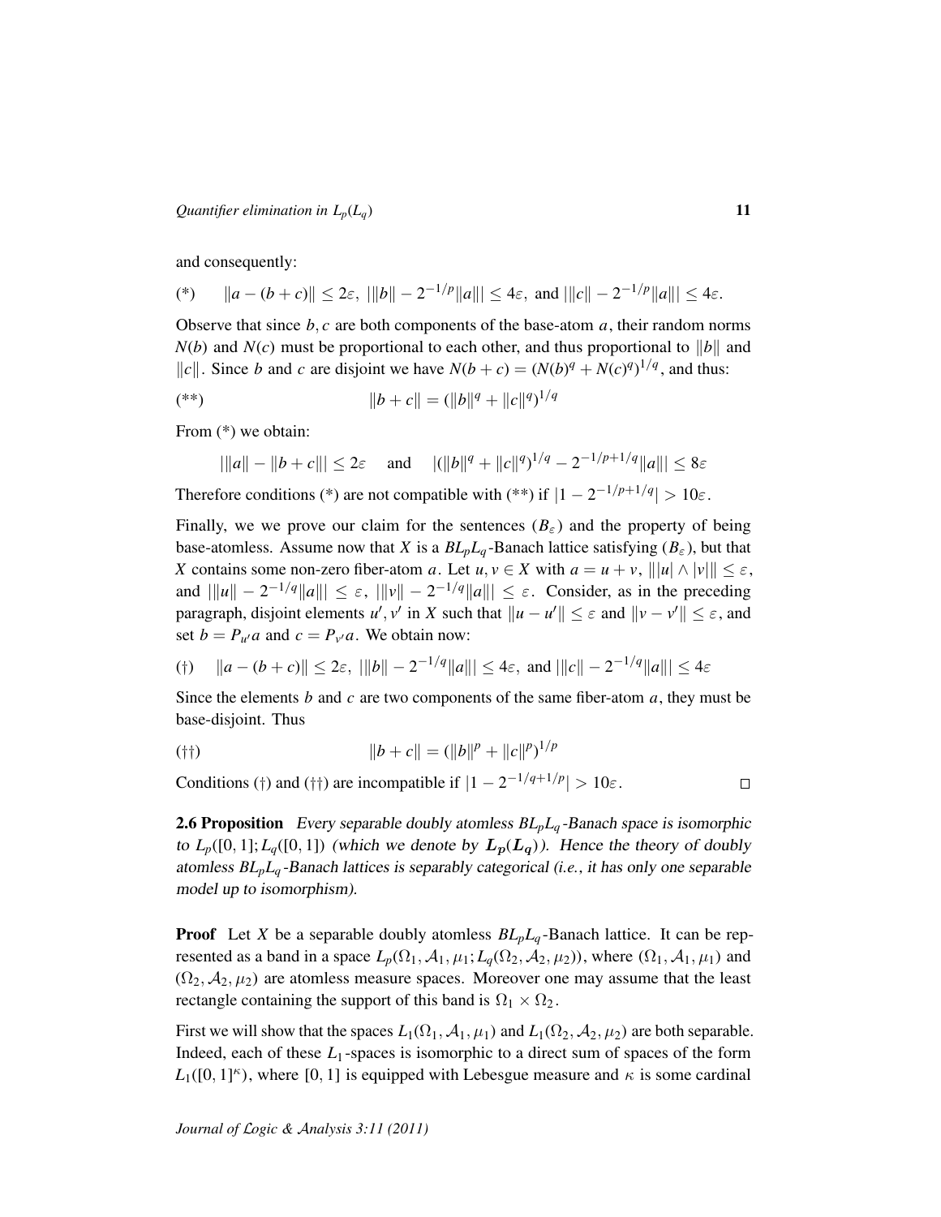and consequently:

$$(*) \qquad \|a-(b+c)\| \leq 2\varepsilon,\ |\|b\| - 2^{-1/p}\|a\|| \leq 4\varepsilon,\ \text{and } |\|c\| - 2^{-1/p}\|a\|| \leq 4\varepsilon.$$

Observe that since $b, c$ are both components of the base-atom $a$, their random norms $N(b)$ and $N(c)$ must be proportional to each other, and thus proportional to $\|b\|$ and $\|c\|$. Since $b$ and $c$ are disjoint we have $N(b+c) = (N(b)^q + N(c)^q)^{1/q}$, and thus:

$$(**) \qquad \|b+c\| = (\|b\|^q + \|c\|^q)^{1/q}$$

From (*) we obtain:

$$|\|a\| - \|b+c\|| \leq 2\varepsilon \quad \text{and} \quad |(\|b\|^q + \|c\|^q)^{1/q} - 2^{-1/p+1/q}\|a\|| \leq 8\varepsilon$$

Therefore conditions (*) are not compatible with (**) if $|1 - 2^{-1/p+1/q}| > 10\varepsilon$.

Finally, we we prove our claim for the sentences $(B_\varepsilon)$ and the property of being base-atomless. Assume now that $X$ is a $BL_pL_q$-Banach lattice satisfying $(B_\varepsilon)$, but that $X$ contains some non-zero fiber-atom $a$. Let $u, v \in X$ with $a = u + v$, $\||u| \wedge |v|\| \leq \varepsilon$, and $|\|u\| - 2^{-1/q}\|a\|| \leq \varepsilon$, $|\|v\| - 2^{-1/q}\|a\|| \leq \varepsilon$. Consider, as in the preceding paragraph, disjoint elements $u', v'$ in $X$ such that $\|u - u'\| \leq \varepsilon$ and $\|v - v'\| \leq \varepsilon$, and set $b = P_{u'}a$ and $c = P_{v'}a$. We obtain now:

$$(\dagger) \quad \|a-(b+c)\| \leq 2\varepsilon,\ |\|b\| - 2^{-1/q}\|a\|| \leq 4\varepsilon,\ \text{and } |\|c\| - 2^{-1/q}\|a\|| \leq 4\varepsilon$$

Since the elements $b$ and $c$ are two components of the same fiber-atom $a$, they must be base-disjoint. Thus

$$(\dagger\dagger) \qquad \|b+c\| = (\|b\|^p + \|c\|^p)^{1/p}$$

Conditions (†) and (††) are incompatible if $|1 - 2^{-1/q+1/p}| > 10\varepsilon$. □

**2.6 Proposition** *Every separable doubly atomless $BL_pL_q$-Banach space is isomorphic to $L_p([0,1]; L_q([0,1])$ (which we denote by $\boldsymbol{L_p(L_q)}$). Hence the theory of doubly atomless $BL_pL_q$-Banach lattices is separably categorical (i.e., it has only one separable model up to isomorphism).*

**Proof** Let $X$ be a separable doubly atomless $BL_pL_q$-Banach lattice. It can be represented as a band in a space $L_p(\Omega_1, \mathcal{A}_1, \mu_1; L_q(\Omega_2, \mathcal{A}_2, \mu_2))$, where $(\Omega_1, \mathcal{A}_1, \mu_1)$ and $(\Omega_2, \mathcal{A}_2, \mu_2)$ are atomless measure spaces. Moreover one may assume that the least rectangle containing the support of this band is $\Omega_1 \times \Omega_2$.

First we will show that the spaces $L_1(\Omega_1, \mathcal{A}_1, \mu_1)$ and $L_1(\Omega_2, \mathcal{A}_2, \mu_2)$ are both separable. Indeed, each of these $L_1$-spaces is isomorphic to a direct sum of spaces of the form $L_1([0,1]^\kappa)$, where $[0,1]$ is equipped with Lebesgue measure and $\kappa$ is some cardinal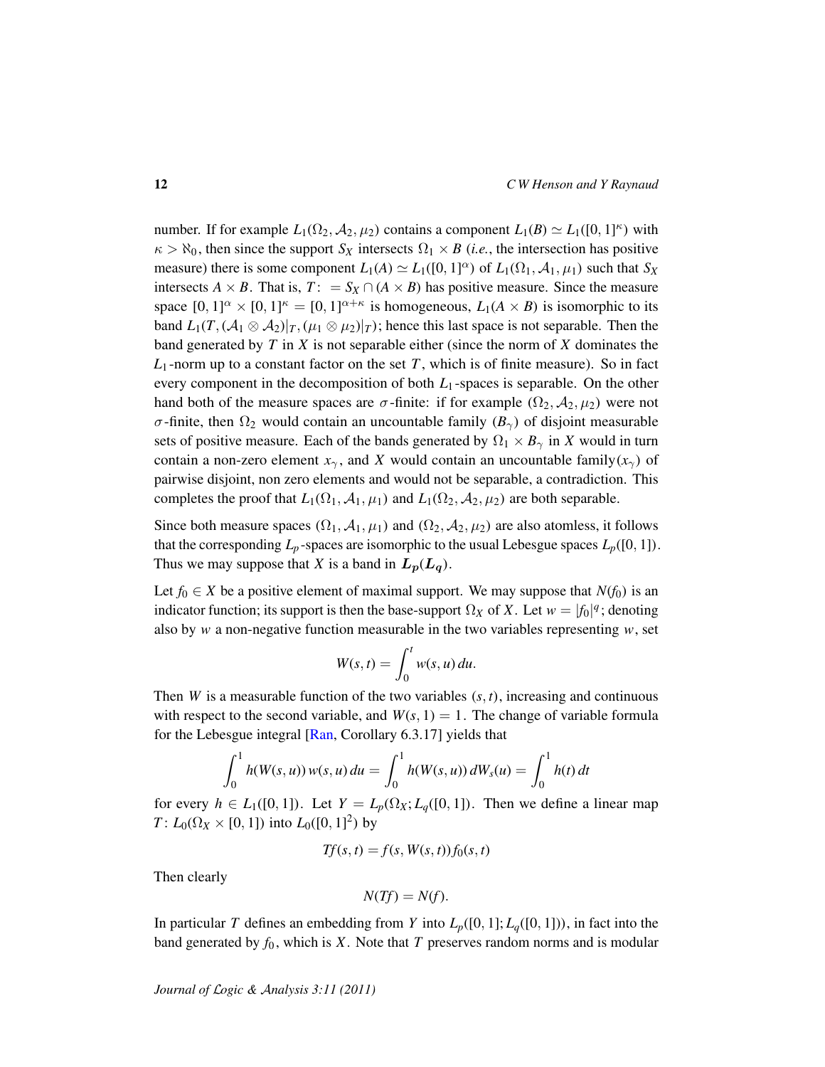number. If for example $L_1(\Omega_2, \mathcal{A}_2, \mu_2)$ contains a component $L_1(B) \simeq L_1([0,1]^\kappa)$ with $\kappa > \aleph_0$, then since the support $S_X$ intersects $\Omega_1 \times B$ (*i.e.*, the intersection has positive measure) there is some component $L_1(A) \simeq L_1([0,1]^\alpha)$ of $L_1(\Omega_1, \mathcal{A}_1, \mu_1)$ such that $S_X$ intersects $A \times B$. That is, $T\colon = S_X \cap (A \times B)$ has positive measure. Since the measure space $[0,1]^\alpha \times [0,1]^\kappa = [0,1]^{\alpha+\kappa}$ is homogeneous, $L_1(A \times B)$ is isomorphic to its band $L_1(T, (\mathcal{A}_1 \otimes \mathcal{A}_2)|_T, (\mu_1 \otimes \mu_2)|_T)$; hence this last space is not separable. Then the band generated by $T$ in $X$ is not separable either (since the norm of $X$ dominates the $L_1$-norm up to a constant factor on the set $T$, which is of finite measure). So in fact every component in the decomposition of both $L_1$-spaces is separable. On the other hand both of the measure spaces are $\sigma$-finite: if for example $(\Omega_2, \mathcal{A}_2, \mu_2)$ were not $\sigma$-finite, then $\Omega_2$ would contain an uncountable family $(B_\gamma)$ of disjoint measurable sets of positive measure. Each of the bands generated by $\Omega_1 \times B_\gamma$ in $X$ would in turn contain a non-zero element $x_\gamma$, and $X$ would contain an uncountable family$(x_\gamma)$ of pairwise disjoint, non zero elements and would not be separable, a contradiction. This completes the proof that $L_1(\Omega_1, \mathcal{A}_1, \mu_1)$ and $L_1(\Omega_2, \mathcal{A}_2, \mu_2)$ are both separable.

Since both measure spaces $(\Omega_1, \mathcal{A}_1, \mu_1)$ and $(\Omega_2, \mathcal{A}_2, \mu_2)$ are also atomless, it follows that the corresponding $L_p$-spaces are isomorphic to the usual Lebesgue spaces $L_p([0,1])$. Thus we may suppose that $X$ is a band in $\boldsymbol{L_p(L_q)}$.

Let $f_0 \in X$ be a positive element of maximal support. We may suppose that $N(f_0)$ is an indicator function; its support is then the base-support $\Omega_X$ of $X$. Let $w = |f_0|^q$; denoting also by $w$ a non-negative function measurable in the two variables representing $w$, set

$$W(s,t) = \int_0^t w(s,u)\, du.$$

Then $W$ is a measurable function of the two variables $(s,t)$, increasing and continuous with respect to the second variable, and $W(s,1) = 1$. The change of variable formula for the Lebesgue integral [Ran, Corollary 6.3.17] yields that

$$\int_0^1 h(W(s,u))\, w(s,u)\, du = \int_0^1 h(W(s,u))\, dW_s(u) = \int_0^1 h(t)\, dt$$

for every $h \in L_1([0,1])$. Let $Y = L_p(\Omega_X; L_q([0,1])$. Then we define a linear map $T\colon L_0(\Omega_X \times [0,1])$ into $L_0([0,1]^2)$ by

$$Tf(s,t) = f(s, W(s,t)) f_0(s,t)$$

Then clearly

$$N(Tf) = N(f).$$

In particular $T$ defines an embedding from $Y$ into $L_p([0,1]; L_q([0,1]))$, in fact into the band generated by $f_0$, which is $X$. Note that $T$ preserves random norms and is modular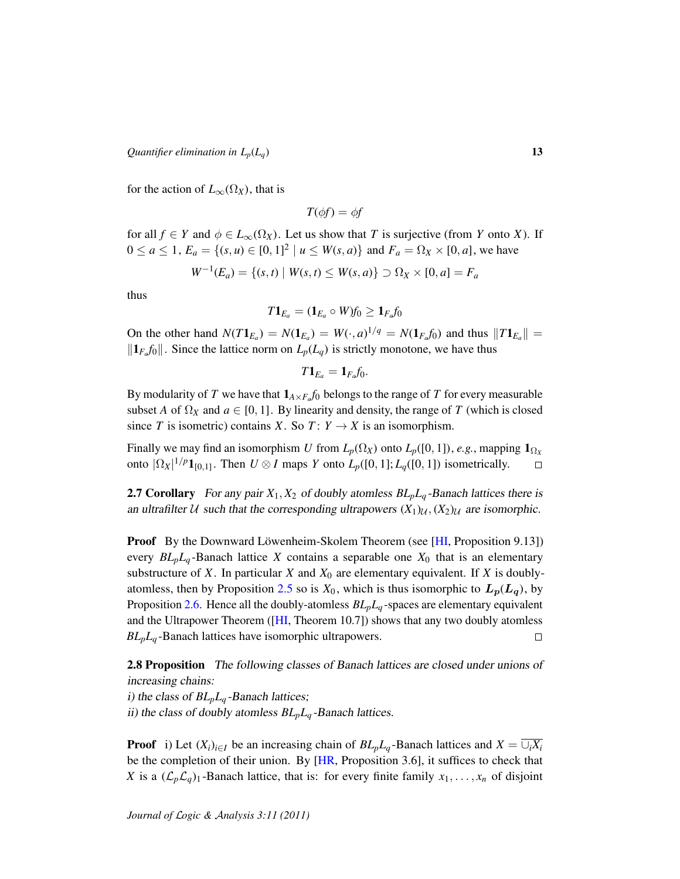for the action of $L_\infty(\Omega_X)$, that is

$$T(\phi f) = \phi f$$

for all $f \in Y$ and $\phi \in L_\infty(\Omega_X)$. Let us show that $T$ is surjective (from $Y$ onto $X$). If $0 \le a \le 1$, $E_a = \{(s,u) \in [0,1]^2 \mid u \le W(s,a)\}$ and $F_a = \Omega_X \times [0,a]$, we have

$$W^{-1}(E_a) = \{(s,t) \mid W(s,t) \le W(s,a)\} \supset \Omega_X \times [0,a] = F_a$$

thus

$$T\mathbf{1}_{E_a} = (\mathbf{1}_{E_a} \circ W)f_0 \ge \mathbf{1}_{F_a} f_0$$

On the other hand $N(T\mathbf{1}_{E_a}) = N(\mathbf{1}_{E_a}) = W(\cdot,a)^{1/q} = N(\mathbf{1}_{F_a} f_0)$ and thus $\|T\mathbf{1}_{E_a}\| = \|\mathbf{1}_{F_a} f_0\|$. Since the lattice norm on $L_p(L_q)$ is strictly monotone, we have thus

$$T\mathbf{1}_{E_a} = \mathbf{1}_{F_a} f_0.$$

By modularity of $T$ we have that $\mathbf{1}_{A \times F_a} f_0$ belongs to the range of $T$ for every measurable subset $A$ of $\Omega_X$ and $a \in [0,1]$. By linearity and density, the range of $T$ (which is closed since $T$ is isometric) contains $X$. So $T\colon Y \to X$ is an isomorphism.

Finally we may find an isomorphism $U$ from $L_p(\Omega_X)$ onto $L_p([0,1])$, *e.g.*, mapping $\mathbf{1}_{\Omega_X}$ onto $|\Omega_X|^{1/p}\mathbf{1}_{[0,1]}$. Then $U \otimes I$ maps $Y$ onto $L_p([0,1]; L_q([0,1])$ isometrically. □

**2.7 Corollary** *For any pair $X_1, X_2$ of doubly atomless $BL_pL_q$-Banach lattices there is an ultrafilter $\mathcal{U}$ such that the corresponding ultrapowers $(X_1)_\mathcal{U}, (X_2)_\mathcal{U}$ are isomorphic.*

**Proof** By the Downward Löwenheim-Skolem Theorem (see [HI, Proposition 9.13]) every $BL_pL_q$-Banach lattice $X$ contains a separable one $X_0$ that is an elementary substructure of $X$. In particular $X$ and $X_0$ are elementary equivalent. If $X$ is doubly-atomless, then by Proposition 2.5 so is $X_0$, which is thus isomorphic to $\boldsymbol{L_p(L_q)}$, by Proposition 2.6. Hence all the doubly-atomless $BL_pL_q$-spaces are elementary equivalent and the Ultrapower Theorem ([HI, Theorem 10.7]) shows that any two doubly atomless $BL_pL_q$-Banach lattices have isomorphic ultrapowers. □

**2.8 Proposition** *The following classes of Banach lattices are closed under unions of increasing chains:*
*i) the class of $BL_pL_q$-Banach lattices;*
*ii) the class of doubly atomless $BL_pL_q$-Banach lattices.*

**Proof** i) Let $(X_i)_{i \in I}$ be an increasing chain of $BL_pL_q$-Banach lattices and $X = \overline{\cup_i X_i}$ be the completion of their union. By [HR, Proposition 3.6], it suffices to check that $X$ is a $(\mathcal{L}_p\mathcal{L}_q)_1$-Banach lattice, that is: for every finite family $x_1, \ldots, x_n$ of disjoint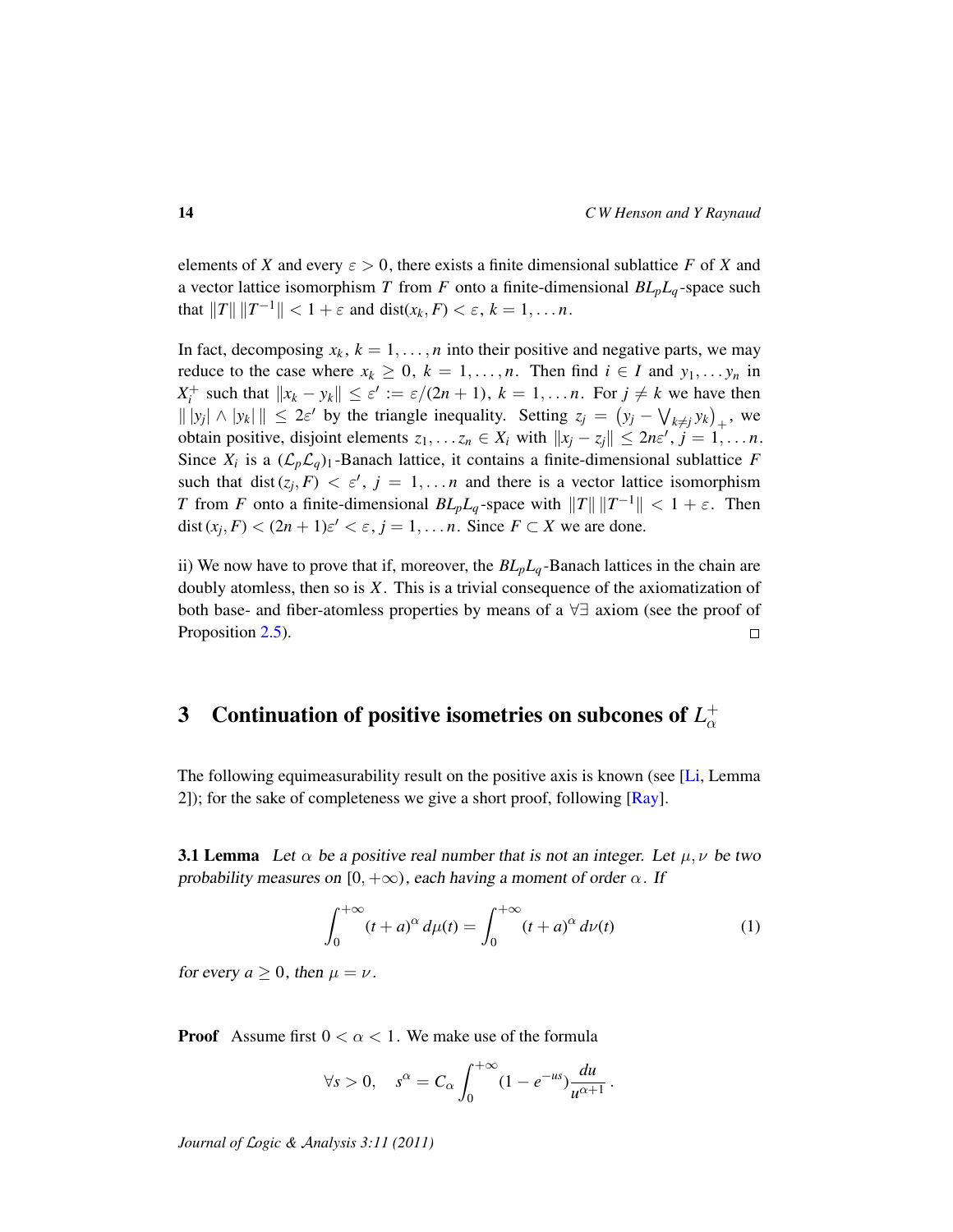elements of $X$ and every $\varepsilon > 0$, there exists a finite dimensional sublattice $F$ of $X$ and a vector lattice isomorphism $T$ from $F$ onto a finite-dimensional $BL_pL_q$-space such that $\|T\|\,\|T^{-1}\| < 1+\varepsilon$ and $\mathrm{dist}(x_k, F) < \varepsilon$, $k = 1, \dots n$.

In fact, decomposing $x_k$, $k = 1, \dots, n$ into their positive and negative parts, we may reduce to the case where $x_k \geq 0$, $k = 1, \dots, n$. Then find $i \in I$ and $y_1, \dots y_n$ in $X_i^+$ such that $\|x_k - y_k\| \leq \varepsilon' := \varepsilon/(2n+1)$, $k = 1, \dots n$. For $j \neq k$ we have then $\|\,|y_j| \wedge |y_k|\,\| \leq 2\varepsilon'$ by the triangle inequality. Setting $z_j = \big(y_j - \bigvee_{k\neq j} y_k\big)_+$, we obtain positive, disjoint elements $z_1, \dots z_n \in X_i$ with $\|x_j - z_j\| \leq 2n\varepsilon'$, $j = 1, \dots n$. Since $X_i$ is a $(\mathcal{L}_p\mathcal{L}_q)_1$-Banach lattice, it contains a finite-dimensional sublattice $F$ such that $\mathrm{dist}\,(z_j, F) < \varepsilon'$, $j = 1, \dots n$ and there is a vector lattice isomorphism $T$ from $F$ onto a finite-dimensional $BL_pL_q$-space with $\|T\|\,\|T^{-1}\| < 1+\varepsilon$. Then $\mathrm{dist}\,(x_j, F) < (2n+1)\varepsilon' < \varepsilon$, $j = 1, \dots n$. Since $F \subset X$ we are done.

ii) We now have to prove that if, moreover, the $BL_pL_q$-Banach lattices in the chain are doubly atomless, then so is $X$. This is a trivial consequence of the axiomatization of both base- and fiber-atomless properties by means of a $\forall\exists$ axiom (see the proof of Proposition 2.5). $\square$

## 3 Continuation of positive isometries on subcones of $L_\alpha^+$

The following equimeasurability result on the positive axis is known (see [Li, Lemma 2]); for the sake of completeness we give a short proof, following [Ray].

**3.1 Lemma** *Let $\alpha$ be a positive real number that is not an integer. Let $\mu, \nu$ be two probability measures on $[0, +\infty)$, each having a moment of order $\alpha$. If*

$$\int_0^{+\infty} (t+a)^\alpha \, d\mu(t) = \int_0^{+\infty} (t+a)^\alpha \, d\nu(t) \tag{1}$$

*for every $a \geq 0$, then $\mu = \nu$.*

**Proof** Assume first $0 < \alpha < 1$. We make use of the formula

$$\forall s > 0, \quad s^\alpha = C_\alpha \int_0^{+\infty} (1 - e^{-us}) \frac{du}{u^{\alpha+1}}\,.$$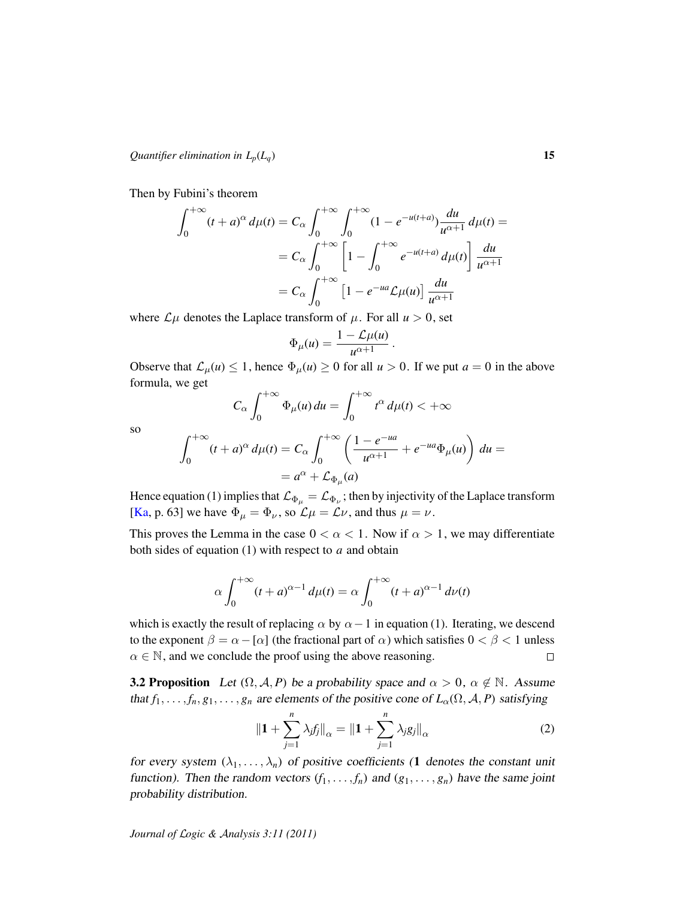Then by Fubini's theorem

$$
\begin{aligned}
\int_0^{+\infty} (t+a)^\alpha \, d\mu(t) &= C_\alpha \int_0^{+\infty} \int_0^{+\infty} (1 - e^{-u(t+a)}) \frac{du}{u^{\alpha+1}} \, d\mu(t) = \\
&= C_\alpha \int_0^{+\infty} \left[ 1 - \int_0^{+\infty} e^{-u(t+a)} \, d\mu(t) \right] \frac{du}{u^{\alpha+1}} \\
&= C_\alpha \int_0^{+\infty} \left[ 1 - e^{-ua} \mathcal{L}\mu(u) \right] \frac{du}{u^{\alpha+1}}
\end{aligned}
$$

where $\mathcal{L}\mu$ denotes the Laplace transform of $\mu$. For all $u > 0$, set

$$
\Phi_\mu(u) = \frac{1 - \mathcal{L}\mu(u)}{u^{\alpha+1}} \, .
$$

Observe that $\mathcal{L}_\mu(u) \leq 1$, hence $\Phi_\mu(u) \geq 0$ for all $u > 0$. If we put $a = 0$ in the above formula, we get

$$
C_\alpha \int_0^{+\infty} \Phi_\mu(u) \, du = \int_0^{+\infty} t^\alpha \, d\mu(t) < +\infty
$$

so

$$
\begin{aligned}
\int_0^{+\infty} (t+a)^\alpha \, d\mu(t) &= C_\alpha \int_0^{+\infty} \left( \frac{1 - e^{-ua}}{u^{\alpha+1}} + e^{-ua} \Phi_\mu(u) \right) \, du = \\
&= a^\alpha + \mathcal{L}_{\Phi_\mu}(a)
\end{aligned}
$$

Hence equation (1) implies that $\mathcal{L}_{\Phi_\mu} = \mathcal{L}_{\Phi_\nu}$; then by injectivity of the Laplace transform [Ka, p. 63] we have $\Phi_\mu = \Phi_\nu$, so $\mathcal{L}\mu = \mathcal{L}\nu$, and thus $\mu = \nu$.

This proves the Lemma in the case $0 < \alpha < 1$. Now if $\alpha > 1$, we may differentiate both sides of equation (1) with respect to $a$ and obtain

$$
\alpha \int_0^{+\infty} (t+a)^{\alpha - 1} \, d\mu(t) = \alpha \int_0^{+\infty} (t+a)^{\alpha-1} \, d\nu(t)
$$

which is exactly the result of replacing $\alpha$ by $\alpha - 1$ in equation (1). Iterating, we descend to the exponent $\beta = \alpha - [\alpha]$ (the fractional part of $\alpha$) which satisfies $0 < \beta < 1$ unless $\alpha \in \mathbb{N}$, and we conclude the proof using the above reasoning. □

**3.2 Proposition** *Let $(\Omega, \mathcal{A}, P)$ be a probability space and $\alpha > 0$, $\alpha \notin \mathbb{N}$. Assume that $f_1, \ldots, f_n, g_1, \ldots, g_n$ are elements of the positive cone of $L_\alpha(\Omega, \mathcal{A}, P)$ satisfying*

$$
\|\mathbf{1} + \sum_{j=1}^{n} \lambda_j f_j\|_\alpha = \|\mathbf{1} + \sum_{j=1}^{n} \lambda_j g_j\|_\alpha \tag{2}
$$

*for every system $(\lambda_1, \ldots, \lambda_n)$ of positive coefficients ($\mathbf{1}$ denotes the constant unit function). Then the random vectors $(f_1, \ldots, f_n)$ and $(g_1, \ldots, g_n)$ have the same joint probability distribution.*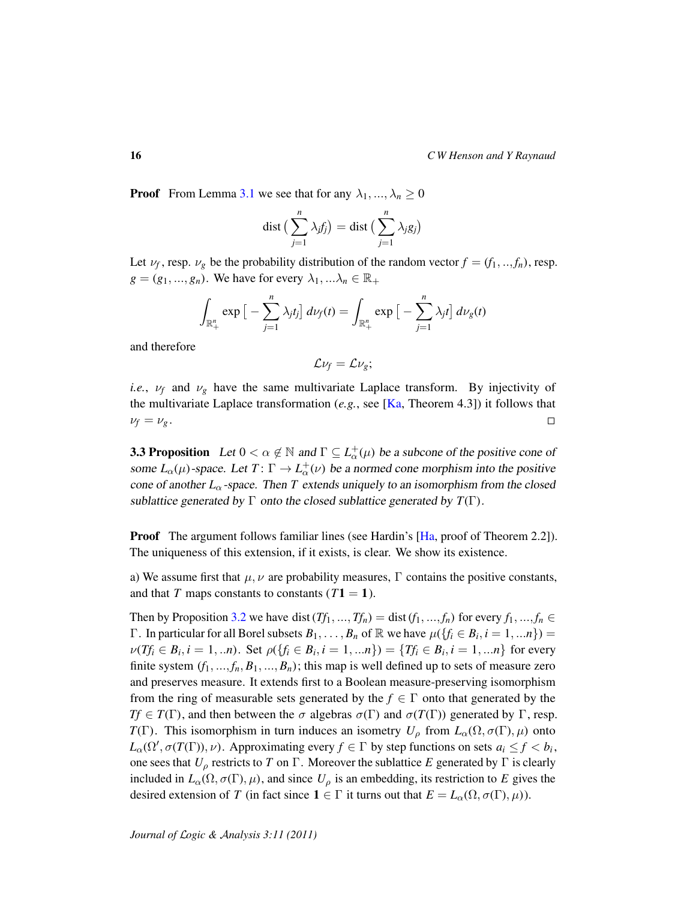**Proof** From Lemma 3.1 we see that for any $\lambda_1, ..., \lambda_n \geq 0$

$$\text{dist}\big(\sum_{j=1}^{n} \lambda_j f_j\big) = \text{dist}\big(\sum_{j=1}^{n} \lambda_j g_j\big)$$

Let $\nu_f$, resp. $\nu_g$ be the probability distribution of the random vector $f = (f_1, .., f_n)$, resp. $g = (g_1, ..., g_n)$. We have for every $\lambda_1, ...\lambda_n \in \mathbb{R}_+$

$$\int_{\mathbb{R}_+^n} \exp\big[-\sum_{j=1}^{n} \lambda_j t_j\big]\, d\nu_f(t) = \int_{\mathbb{R}_+^n} \exp\big[-\sum_{j=1}^{n} \lambda_j t\big]\, d\nu_g(t)$$

and therefore

$$\mathcal{L}\nu_f = \mathcal{L}\nu_g;$$

*i.e.*, $\nu_f$ and $\nu_g$ have the same multivariate Laplace transform. By injectivity of the multivariate Laplace transformation (*e.g.*, see [Ka, Theorem 4.3]) it follows that $\nu_f = \nu_g$. □

**3.3 Proposition** *Let $0 < \alpha \notin \mathbb{N}$ and $\Gamma \subseteq L_\alpha^+(\mu)$ be a subcone of the positive cone of some $L_\alpha(\mu)$-space. Let $T\colon \Gamma \to L_\alpha^+(\nu)$ be a normed cone morphism into the positive cone of another $L_\alpha$-space. Then $T$ extends uniquely to an isomorphism from the closed sublattice generated by $\Gamma$ onto the closed sublattice generated by $T(\Gamma)$.*

**Proof** The argument follows familiar lines (see Hardin's [Ha, proof of Theorem 2.2]). The uniqueness of this extension, if it exists, is clear. We show its existence.

a) We assume first that $\mu, \nu$ are probability measures, $\Gamma$ contains the positive constants, and that $T$ maps constants to constants ($T\mathbf{1} = \mathbf{1}$).

Then by Proposition 3.2 we have $\text{dist}\,(Tf_1, ..., Tf_n) = \text{dist}\,(f_1, ..., f_n)$ for every $f_1, ..., f_n \in \Gamma$. In particular for all Borel subsets $B_1, \ldots, B_n$ of $\mathbb{R}$ we have $\mu(\{f_i \in B_i, i = 1, ...n\}) = \nu(Tf_i \in B_i, i = 1, ..n)$. Set $\rho(\{f_i \in B_i, i = 1, ...n\}) = \{Tf_i \in B_i, i = 1, ...n\}$ for every finite system $(f_1, ..., f_n, B_1, ..., B_n)$; this map is well defined up to sets of measure zero and preserves measure. It extends first to a Boolean measure-preserving isomorphism from the ring of measurable sets generated by the $f \in \Gamma$ onto that generated by the $Tf \in T(\Gamma)$, and then between the $\sigma$ algebras $\sigma(\Gamma)$ and $\sigma(T(\Gamma))$ generated by $\Gamma$, resp. $T(\Gamma)$. This isomorphism in turn induces an isometry $U_\rho$ from $L_\alpha(\Omega, \sigma(\Gamma), \mu)$ onto $L_\alpha(\Omega', \sigma(T(\Gamma)), \nu)$. Approximating every $f \in \Gamma$ by step functions on sets $a_i \leq f < b_i$, one sees that $U_\rho$ restricts to $T$ on $\Gamma$. Moreover the sublattice $E$ generated by $\Gamma$ is clearly included in $L_\alpha(\Omega, \sigma(\Gamma), \mu)$, and since $U_\rho$ is an embedding, its restriction to $E$ gives the desired extension of $T$ (in fact since $\mathbf{1} \in \Gamma$ it turns out that $E = L_\alpha(\Omega, \sigma(\Gamma), \mu)$).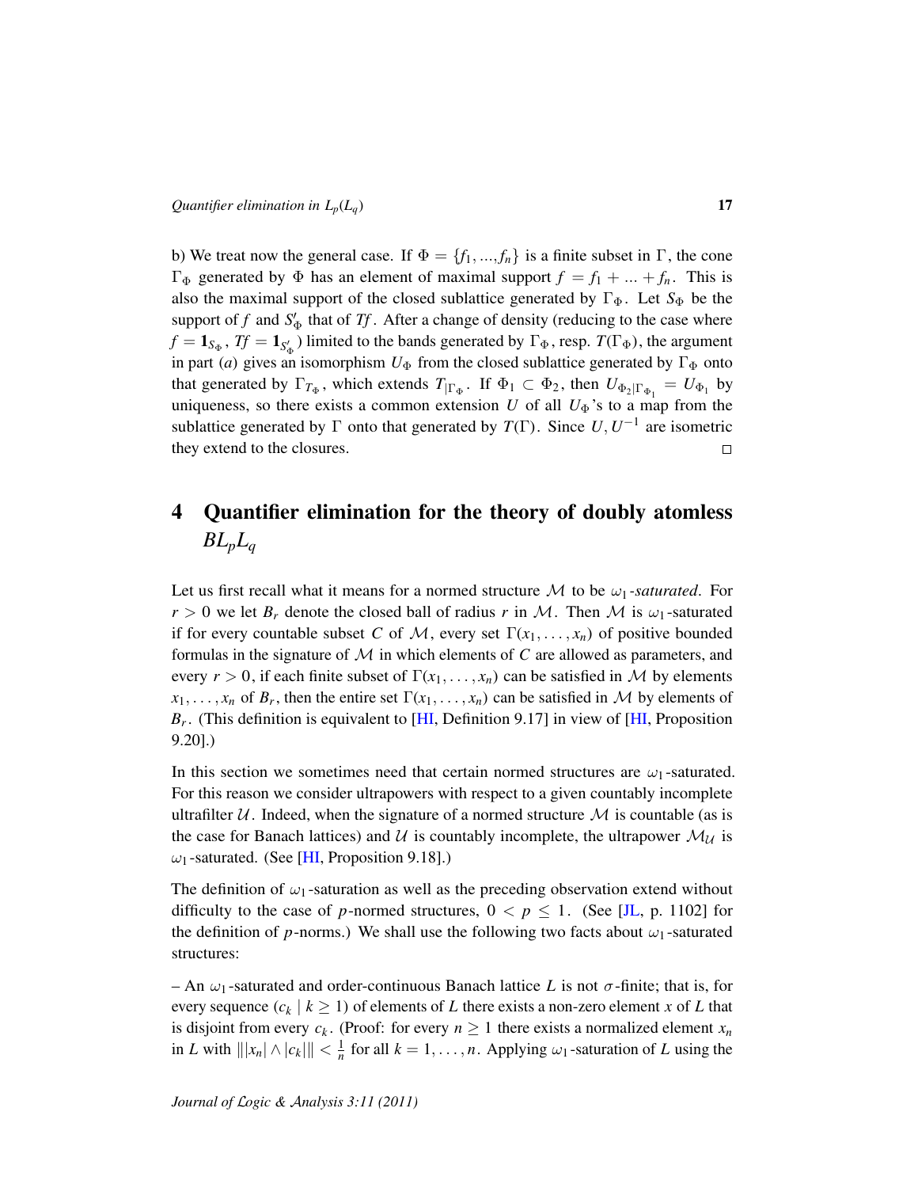b) We treat now the general case. If $\Phi = \{f_1, ..., f_n\}$ is a finite subset in $\Gamma$, the cone $\Gamma_\Phi$ generated by $\Phi$ has an element of maximal support $f = f_1 + ... + f_n$. This is also the maximal support of the closed sublattice generated by $\Gamma_\Phi$. Let $S_\Phi$ be the support of $f$ and $S'_\Phi$ that of $Tf$. After a change of density (reducing to the case where $f = \mathbf{1}_{S_\Phi}$, $Tf = \mathbf{1}_{S'_\Phi}$) limited to the bands generated by $\Gamma_\Phi$, resp. $T(\Gamma_\Phi)$, the argument in part (*a*) gives an isomorphism $U_\Phi$ from the closed sublattice generated by $\Gamma_\Phi$ onto that generated by $\Gamma_{T_\Phi}$, which extends $T_{|\Gamma_\Phi}$. If $\Phi_1 \subset \Phi_2$, then $U_{\Phi_2|\Gamma_{\Phi_1}} = U_{\Phi_1}$ by uniqueness, so there exists a common extension $U$ of all $U_\Phi$'s to a map from the sublattice generated by $\Gamma$ onto that generated by $T(\Gamma)$. Since $U, U^{-1}$ are isometric they extend to the closures. $\square$

## 4 Quantifier elimination for the theory of doubly atomless $BL_pL_q$

Let us first recall what it means for a normed structure $\mathcal{M}$ to be $\omega_1$*-saturated*. For $r > 0$ we let $B_r$ denote the closed ball of radius $r$ in $\mathcal{M}$. Then $\mathcal{M}$ is $\omega_1$-saturated if for every countable subset $C$ of $\mathcal{M}$, every set $\Gamma(x_1, \ldots, x_n)$ of positive bounded formulas in the signature of $\mathcal{M}$ in which elements of $C$ are allowed as parameters, and every $r > 0$, if each finite subset of $\Gamma(x_1, \ldots, x_n)$ can be satisfied in $\mathcal{M}$ by elements $x_1, \ldots, x_n$ of $B_r$, then the entire set $\Gamma(x_1, \ldots, x_n)$ can be satisfied in $\mathcal{M}$ by elements of $B_r$. (This definition is equivalent to [HI, Definition 9.17] in view of [HI, Proposition 9.20].)

In this section we sometimes need that certain normed structures are $\omega_1$-saturated. For this reason we consider ultrapowers with respect to a given countably incomplete ultrafilter $\mathcal{U}$. Indeed, when the signature of a normed structure $\mathcal{M}$ is countable (as is the case for Banach lattices) and $\mathcal{U}$ is countably incomplete, the ultrapower $\mathcal{M}_\mathcal{U}$ is $\omega_1$-saturated. (See [HI, Proposition 9.18].)

The definition of $\omega_1$-saturation as well as the preceding observation extend without difficulty to the case of $p$-normed structures, $0 < p \leq 1$. (See [JL, p. 1102] for the definition of $p$-norms.) We shall use the following two facts about $\omega_1$-saturated structures:

– An $\omega_1$-saturated and order-continuous Banach lattice $L$ is not $\sigma$-finite; that is, for every sequence $(c_k \mid k \geq 1)$ of elements of $L$ there exists a non-zero element $x$ of $L$ that is disjoint from every $c_k$. (Proof: for every $n \geq 1$ there exists a normalized element $x_n$ in $L$ with $\||x_n| \wedge |c_k|\| < \frac{1}{n}$ for all $k = 1, \ldots, n$. Applying $\omega_1$-saturation of $L$ using the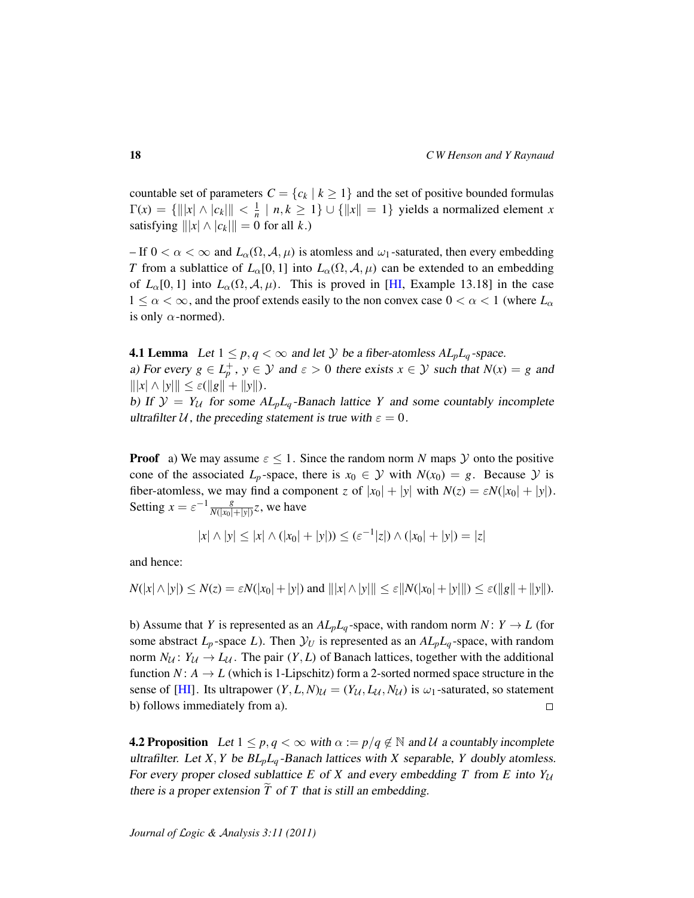countable set of parameters $C = \{c_k \mid k \geq 1\}$ and the set of positive bounded formulas $\Gamma(x) = \{\||x| \wedge |c_k|\| < \frac{1}{n} \mid n, k \geq 1\} \cup \{\|x\| = 1\}$ yields a normalized element $x$ satisfying $\||x| \wedge |c_k|\| = 0$ for all $k$.)

– If $0 < \alpha < \infty$ and $L_\alpha(\Omega, \mathcal{A}, \mu)$ is atomless and $\omega_1$-saturated, then every embedding $T$ from a sublattice of $L_\alpha[0,1]$ into $L_\alpha(\Omega, \mathcal{A}, \mu)$ can be extended to an embedding of $L_\alpha[0,1]$ into $L_\alpha(\Omega, \mathcal{A}, \mu)$. This is proved in [HI, Example 13.18] in the case $1 \leq \alpha < \infty$, and the proof extends easily to the non convex case $0 < \alpha < 1$ (where $L_\alpha$ is only $\alpha$-normed).

**4.1 Lemma** *Let $1 \leq p, q < \infty$ and let $\mathcal{Y}$ be a fiber-atomless $AL_pL_q$-space.*
*a) For every $g \in L_p^+$, $y \in \mathcal{Y}$ and $\varepsilon > 0$ there exists $x \in \mathcal{Y}$ such that $N(x) = g$ and $\||x| \wedge |y|\| \leq \varepsilon(\|g\| + \|y\|)$.*
*b) If $\mathcal{Y} = Y_\mathcal{U}$ for some $AL_pL_q$-Banach lattice $Y$ and some countably incomplete ultrafilter $\mathcal{U}$, the preceding statement is true with $\varepsilon = 0$.*

**Proof** a) We may assume $\varepsilon \leq 1$. Since the random norm $N$ maps $\mathcal{Y}$ onto the positive cone of the associated $L_p$-space, there is $x_0 \in \mathcal{Y}$ with $N(x_0) = g$. Because $\mathcal{Y}$ is fiber-atomless, we may find a component $z$ of $|x_0| + |y|$ with $N(z) = \varepsilon N(|x_0| + |y|)$. Setting $x = \varepsilon^{-1} \frac{g}{N(|x_0|+|y|)} z$, we have

$$|x| \wedge |y| \leq |x| \wedge (|x_0| + |y|)) \leq (\varepsilon^{-1}|z|) \wedge (|x_0| + |y|) = |z|$$

and hence:

$$N(|x| \wedge |y|) \leq N(z) = \varepsilon N(|x_0| + |y|) \text{ and } \||x| \wedge |y|\| \leq \varepsilon \|N(|x_0| + |y|)\|) \leq \varepsilon(\|g\| + \|y\|).$$

b) Assume that $Y$ is represented as an $AL_pL_q$-space, with random norm $N \colon Y \to L$ (for some abstract $L_p$-space $L$). Then $\mathcal{Y}_U$ is represented as an $AL_pL_q$-space, with random norm $N_\mathcal{U} \colon Y_\mathcal{U} \to L_\mathcal{U}$. The pair $(Y, L)$ of Banach lattices, together with the additional function $N \colon A \to L$ (which is 1-Lipschitz) form a 2-sorted normed space structure in the sense of [HI]. Its ultrapower $(Y, L, N)_\mathcal{U} = (Y_\mathcal{U}, L_\mathcal{U}, N_\mathcal{U})$ is $\omega_1$-saturated, so statement b) follows immediately from a). □

**4.2 Proposition** *Let $1 \leq p, q < \infty$ with $\alpha := p/q \notin \mathbb{N}$ and $\mathcal{U}$ a countably incomplete ultrafilter. Let $X, Y$ be $BL_pL_q$-Banach lattices with $X$ separable, $Y$ doubly atomless. For every proper closed sublattice $E$ of $X$ and every embedding $T$ from $E$ into $Y_\mathcal{U}$ there is a proper extension $\widetilde{T}$ of $T$ that is still an embedding.*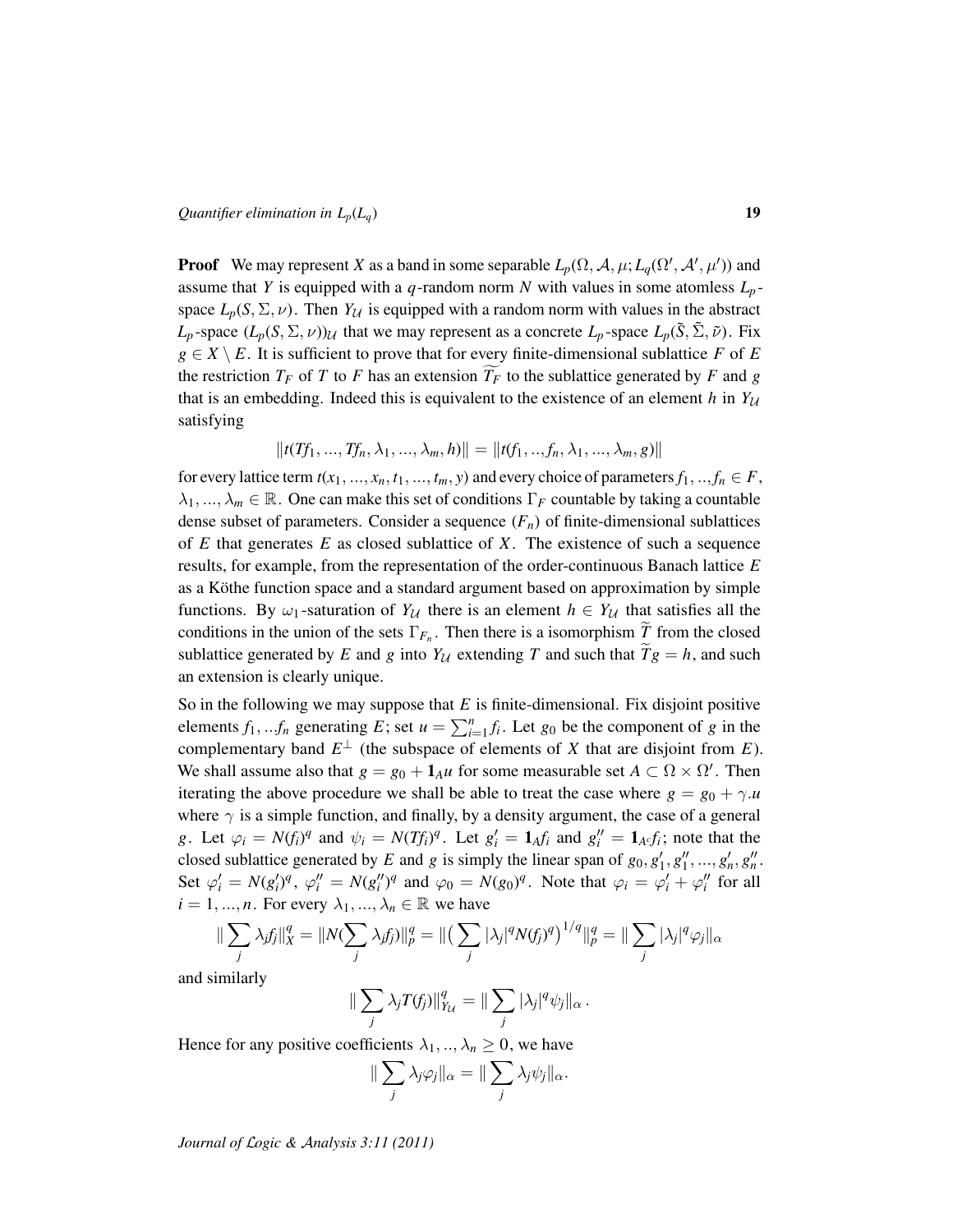**Proof** We may represent $X$ as a band in some separable $L_p(\Omega, \mathcal{A}, \mu; L_q(\Omega', \mathcal{A}', \mu'))$ and assume that $Y$ is equipped with a $q$-random norm $N$ with values in some atomless $L_p$-space $L_p(S, \Sigma, \nu)$. Then $Y_\mathcal{U}$ is equipped with a random norm with values in the abstract $L_p$-space $(L_p(S, \Sigma, \nu))_\mathcal{U}$ that we may represent as a concrete $L_p$-space $L_p(\tilde{S}, \tilde{\Sigma}, \tilde{\nu})$. Fix $g \in X \setminus E$. It is sufficient to prove that for every finite-dimensional sublattice $F$ of $E$ the restriction $T_F$ of $T$ to $F$ has an extension $\widetilde{T_F}$ to the sublattice generated by $F$ and $g$ that is an embedding. Indeed this is equivalent to the existence of an element $h$ in $Y_\mathcal{U}$ satisfying

$$\|t(Tf_1, ..., Tf_n, \lambda_1, ..., \lambda_m, h)\| = \|t(f_1, .., f_n, \lambda_1, ..., \lambda_m, g)\|$$

for every lattice term $t(x_1, ..., x_n, t_1, ..., t_m, y)$ and every choice of parameters $f_1, .., f_n \in F$, $\lambda_1, ..., \lambda_m \in \mathbb{R}$. One can make this set of conditions $\Gamma_F$ countable by taking a countable dense subset of parameters. Consider a sequence $(F_n)$ of finite-dimensional sublattices of $E$ that generates $E$ as closed sublattice of $X$. The existence of such a sequence results, for example, from the representation of the order-continuous Banach lattice $E$ as a Köthe function space and a standard argument based on approximation by simple functions. By $\omega_1$-saturation of $Y_\mathcal{U}$ there is an element $h \in Y_\mathcal{U}$ that satisfies all the conditions in the union of the sets $\Gamma_{F_n}$. Then there is a isomorphism $\widetilde{T}$ from the closed sublattice generated by $E$ and $g$ into $Y_\mathcal{U}$ extending $T$ and such that $\widetilde{T}g = h$, and such an extension is clearly unique.

So in the following we may suppose that $E$ is finite-dimensional. Fix disjoint positive elements $f_1, ..f_n$ generating $E$; set $u = \sum_{i=1}^n f_i$. Let $g_0$ be the component of $g$ in the complementary band $E^\perp$ (the subspace of elements of $X$ that are disjoint from $E$). We shall assume also that $g = g_0 + \mathbf{1}_A u$ for some measurable set $A \subset \Omega \times \Omega'$. Then iterating the above procedure we shall be able to treat the case where $g = g_0 + \gamma.u$ where $\gamma$ is a simple function, and finally, by a density argument, the case of a general $g$. Let $\varphi_i = N(f_i)^q$ and $\psi_i = N(Tf_i)^q$. Let $g_i' = \mathbf{1}_A f_i$ and $g_i'' = \mathbf{1}_{A^c} f_i$; note that the closed sublattice generated by $E$ and $g$ is simply the linear span of $g_0, g_1', g_1'', ..., g_n', g_n''$. Set $\varphi_i' = N(g_i')^q$, $\varphi_i'' = N(g_i'')^q$ and $\varphi_0 = N(g_0)^q$. Note that $\varphi_i = \varphi_i' + \varphi_i''$ for all $i = 1, ..., n$. For every $\lambda_1, ..., \lambda_n \in \mathbb{R}$ we have

$$\|\sum_j \lambda_j f_j\|_X^q = \|N(\sum_j \lambda_j f_j)\|_p^q = \|\big(\sum_j |\lambda_j|^q N(f_j)^q\big)^{1/q}\|_p^q = \|\sum_j |\lambda_j|^q \varphi_j\|_\alpha$$

and similarly

$$\|\sum_j \lambda_j T(f_j)\|_{Y_\mathcal{U}}^q = \|\sum_j |\lambda_j|^q \psi_j\|_\alpha .$$

Hence for any positive coefficients $\lambda_1, .., \lambda_n \geq 0$, we have

$$\|\sum_j \lambda_j \varphi_j\|_\alpha = \|\sum_j \lambda_j \psi_j\|_\alpha.$$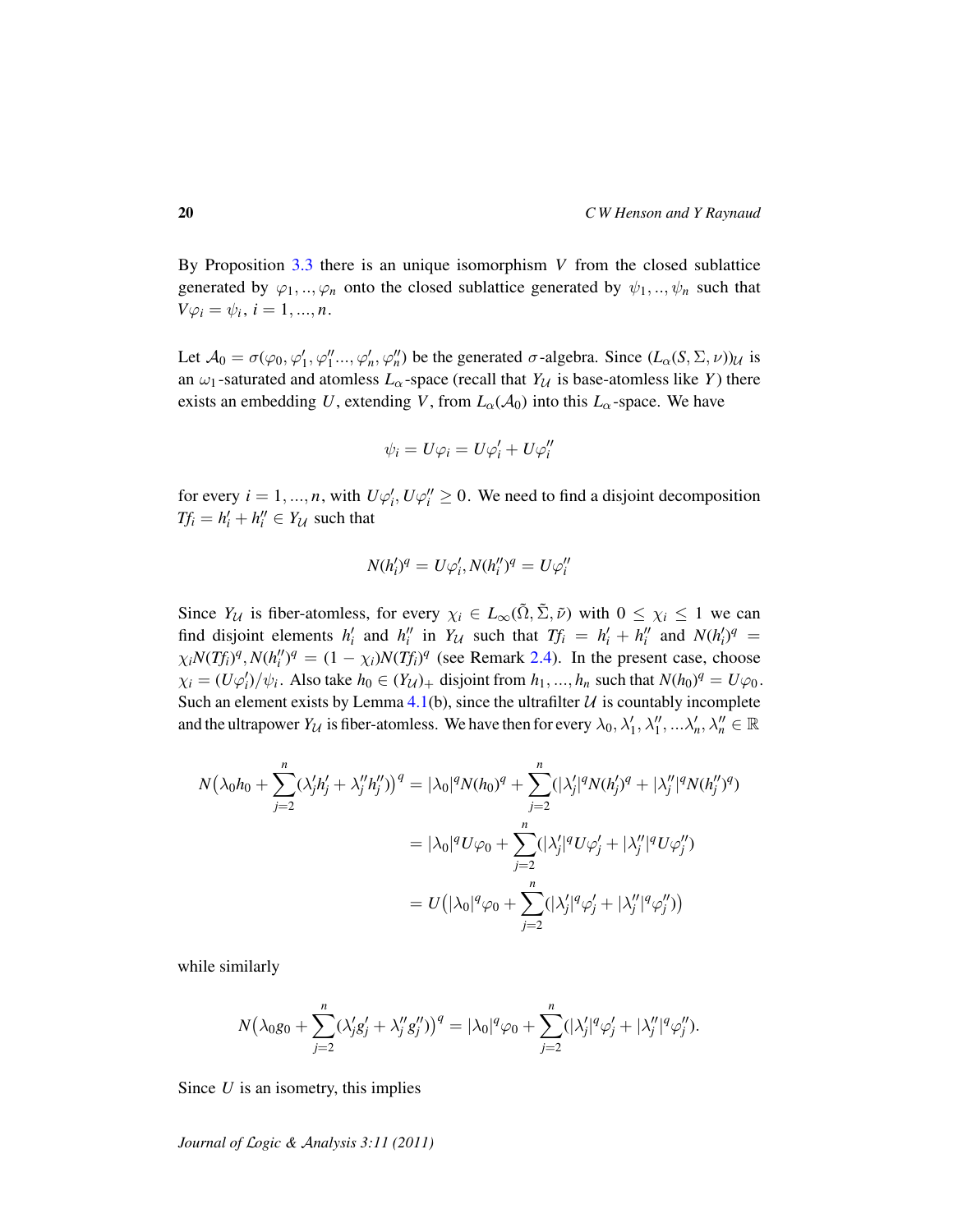By Proposition 3.3 there is an unique isomorphism $V$ from the closed sublattice generated by $\varphi_1, .., \varphi_n$ onto the closed sublattice generated by $\psi_1, .., \psi_n$ such that $V\varphi_i = \psi_i$, $i = 1, ..., n$.

Let $\mathcal{A}_0 = \sigma(\varphi_0, \varphi_1', \varphi_1''..., \varphi_n', \varphi_n'')$ be the generated $\sigma$-algebra. Since $(L_\alpha(S, \Sigma, \nu))_\mathcal{U}$ is an $\omega_1$-saturated and atomless $L_\alpha$-space (recall that $Y_\mathcal{U}$ is base-atomless like $Y$) there exists an embedding $U$, extending $V$, from $L_\alpha(\mathcal{A}_0)$ into this $L_\alpha$-space. We have

$$\psi_i = U\varphi_i = U\varphi_i' + U\varphi_i''$$

for every $i = 1, ..., n$, with $U\varphi_i', U\varphi_i'' \geq 0$. We need to find a disjoint decomposition $Tf_i = h_i' + h_i'' \in Y_\mathcal{U}$ such that

$$N(h_i')^q = U\varphi_i', N(h_i'')^q = U\varphi_i''$$

Since $Y_\mathcal{U}$ is fiber-atomless, for every $\chi_i \in L_\infty(\tilde{\Omega}, \tilde{\Sigma}, \tilde{\nu})$ with $0 \leq \chi_i \leq 1$ we can find disjoint elements $h_i'$ and $h_i''$ in $Y_\mathcal{U}$ such that $Tf_i = h_i' + h_i''$ and $N(h_i')^q = \chi_i N(Tf_i)^q, N(h_i'')^q = (1 - \chi_i)N(Tf_i)^q$ (see Remark 2.4). In the present case, choose $\chi_i = (U\varphi_i')/\psi_i$. Also take $h_0 \in (Y_\mathcal{U})_+$ disjoint from $h_1, ..., h_n$ such that $N(h_0)^q = U\varphi_0$. Such an element exists by Lemma 4.1(b), since the ultrafilter $\mathcal{U}$ is countably incomplete and the ultrapower $Y_\mathcal{U}$ is fiber-atomless. We have then for every $\lambda_0, \lambda_1', \lambda_1'', ...\lambda_n', \lambda_n'' \in \mathbb{R}$

$$\begin{aligned}
N\big(\lambda_0 h_0 + \sum_{j=2}^{n}(\lambda_j' h_j' + \lambda_j'' h_j'')\big)^q &= |\lambda_0|^q N(h_0)^q + \sum_{j=2}^{n}(|\lambda_j'|^q N(h_j')^q + |\lambda_j''|^q N(h_j'')^q) \\
&= |\lambda_0|^q U\varphi_0 + \sum_{j=2}^{n}(|\lambda_j'|^q U\varphi_j' + |\lambda_j''|^q U\varphi_j'') \\
&= U\big(|\lambda_0|^q \varphi_0 + \sum_{j=2}^{n}(|\lambda_j'|^q \varphi_j' + |\lambda_j''|^q \varphi_j'')\big)
\end{aligned}$$

while similarly

$$N\big(\lambda_0 g_0 + \sum_{j=2}^{n}(\lambda_j' g_j' + \lambda_j'' g_j'')\big)^q = |\lambda_0|^q \varphi_0 + \sum_{j=2}^{n}(|\lambda_j'|^q \varphi_j' + |\lambda_j''|^q \varphi_j'').$$

Since $U$ is an isometry, this implies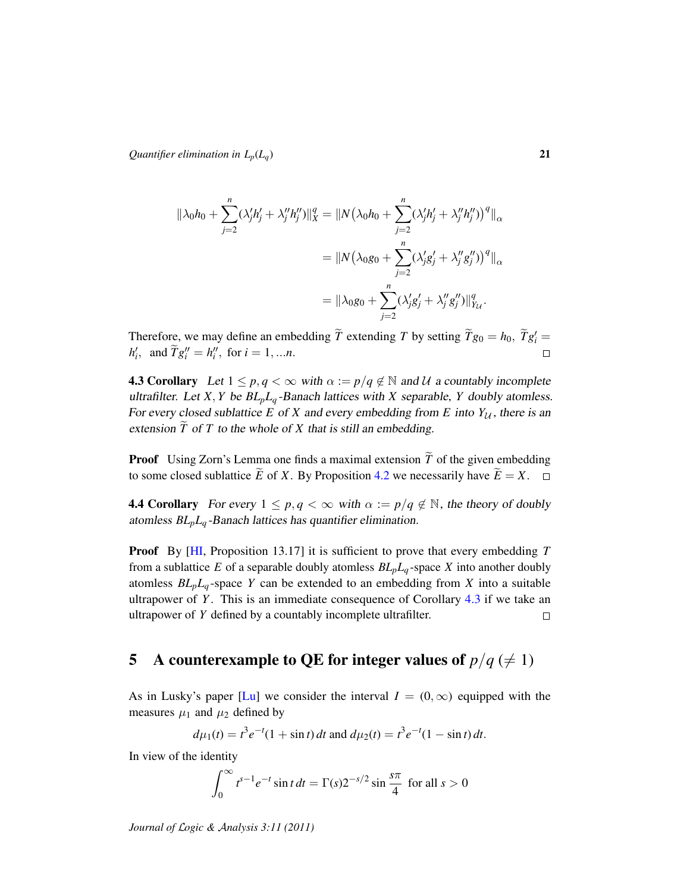$$\|\lambda_0 h_0 + \sum_{j=2}^{n}(\lambda_j' h_j' + \lambda_j'' h_j'')\|_X^q = \|N\big(\lambda_0 h_0 + \sum_{j=2}^{n}(\lambda_j' h_j' + \lambda_j'' h_j'')\big)^q\|_\alpha$$

$$= \|N\big(\lambda_0 g_0 + \sum_{j=2}^{n}(\lambda_j' g_j' + \lambda_j'' g_j'')\big)^q\|_\alpha$$

$$= \|\lambda_0 g_0 + \sum_{j=2}^{n}(\lambda_j' g_j' + \lambda_j'' g_j'')\|_{Y_\mathcal{U}}^q.$$

Therefore, we may define an embedding $\widetilde{T}$ extending $T$ by setting $\widetilde{T}g_0 = h_0$, $\widetilde{T}g_i' = h_i'$, and $\widetilde{T}g_i'' = h_i''$, for $i = 1, \ldots n$. □

**4.3 Corollary** *Let $1 \leq p, q < \infty$ with $\alpha := p/q \notin \mathbb{N}$ and $\mathcal{U}$ a countably incomplete ultrafilter. Let $X, Y$ be $BL_pL_q$-Banach lattices with $X$ separable, $Y$ doubly atomless. For every closed sublattice $E$ of $X$ and every embedding from $E$ into $Y_\mathcal{U}$, there is an extension $\widetilde{T}$ of $T$ to the whole of $X$ that is still an embedding.*

**Proof** Using Zorn's Lemma one finds a maximal extension $\widetilde{T}$ of the given embedding to some closed sublattice $\widetilde{E}$ of $X$. By Proposition 4.2 we necessarily have $\widetilde{E} = X$. □

**4.4 Corollary** *For every $1 \leq p, q < \infty$ with $\alpha := p/q \notin \mathbb{N}$, the theory of doubly atomless $BL_pL_q$-Banach lattices has quantifier elimination.*

**Proof** By [HI, Proposition 13.17] it is sufficient to prove that every embedding $T$ from a sublattice $E$ of a separable doubly atomless $BL_pL_q$-space $X$ into another doubly atomless $BL_pL_q$-space $Y$ can be extended to an embedding from $X$ into a suitable ultrapower of $Y$. This is an immediate consequence of Corollary 4.3 if we take an ultrapower of $Y$ defined by a countably incomplete ultrafilter. □

## 5 A counterexample to QE for integer values of $p/q$ ($\neq 1$)

As in Lusky's paper [Lu] we consider the interval $I = (0, \infty)$ equipped with the measures $\mu_1$ and $\mu_2$ defined by

$$d\mu_1(t) = t^3 e^{-t}(1 + \sin t)\, dt \text{ and } d\mu_2(t) = t^3 e^{-t}(1 - \sin t)\, dt.$$

In view of the identity

$$\int_0^\infty t^{s-1} e^{-t} \sin t\, dt = \Gamma(s) 2^{-s/2} \sin \frac{s\pi}{4} \text{ for all } s > 0$$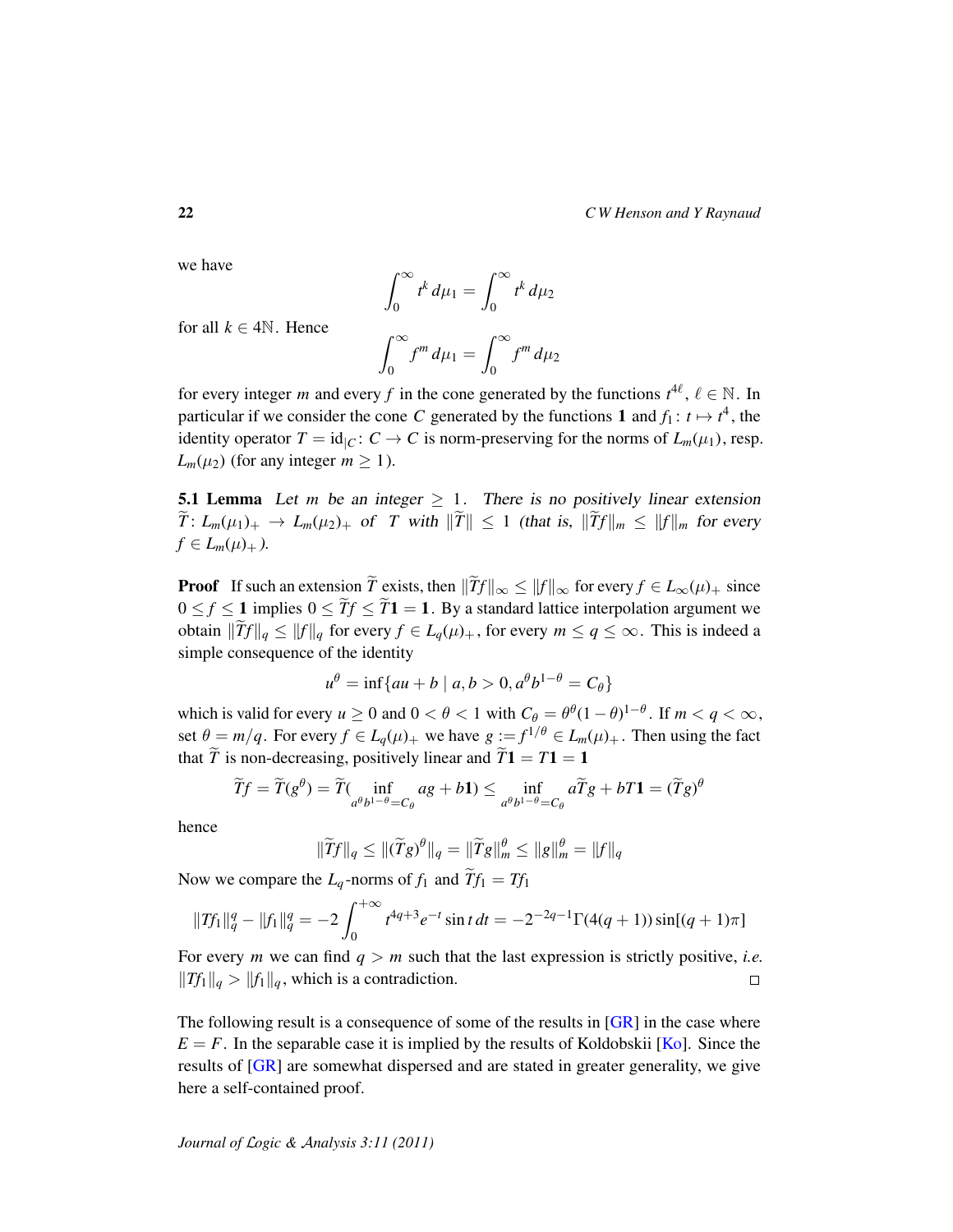we have

$$\int_0^\infty t^k \, d\mu_1 = \int_0^\infty t^k \, d\mu_2$$

for all $k \in 4\mathbb{N}$. Hence

$$\int_0^\infty f^m \, d\mu_1 = \int_0^\infty f^m \, d\mu_2$$

for every integer $m$ and every $f$ in the cone generated by the functions $t^{4\ell}$, $\ell \in \mathbb{N}$. In particular if we consider the cone $C$ generated by the functions $\mathbf{1}$ and $f_1 \colon t \mapsto t^4$, the identity operator $T = \mathrm{id}_{|C} \colon C \to C$ is norm-preserving for the norms of $L_m(\mu_1)$, resp. $L_m(\mu_2)$ (for any integer $m \geq 1$).

**5.1 Lemma** *Let $m$ be an integer $\geq 1$. There is no positively linear extension $\widetilde{T} \colon L_m(\mu_1)_+ \to L_m(\mu_2)_+$ of $T$ with $\|\widetilde{T}\| \leq 1$ (that is, $\|\widetilde{T}f\|_m \leq \|f\|_m$ for every $f \in L_m(\mu)_+$).*

**Proof** If such an extension $\widetilde{T}$ exists, then $\|\widetilde{T}f\|_\infty \leq \|f\|_\infty$ for every $f \in L_\infty(\mu)_+$ since $0 \leq f \leq \mathbf{1}$ implies $0 \leq \widetilde{T}f \leq \widetilde{T}\mathbf{1} = \mathbf{1}$. By a standard lattice interpolation argument we obtain $\|\widetilde{T}f\|_q \leq \|f\|_q$ for every $f \in L_q(\mu)_+$, for every $m \leq q \leq \infty$. This is indeed a simple consequence of the identity

$$u^\theta = \inf\{au + b \mid a, b > 0, a^\theta b^{1-\theta} = C_\theta\}$$

which is valid for every $u \geq 0$ and $0 < \theta < 1$ with $C_\theta = \theta^\theta (1-\theta)^{1-\theta}$. If $m < q < \infty$, set $\theta = m/q$. For every $f \in L_q(\mu)_+$ we have $g := f^{1/\theta} \in L_m(\mu)_+$. Then using the fact that $\widetilde{T}$ is non-decreasing, positively linear and $\widetilde{T}\mathbf{1} = T\mathbf{1} = \mathbf{1}$

$$\widetilde{T}f = \widetilde{T}(g^\theta) = \widetilde{T}(\inf_{a^\theta b^{1-\theta} = C_\theta} ag + b\mathbf{1}) \leq \inf_{a^\theta b^{1-\theta} = C_\theta} a\widetilde{T}g + bT\mathbf{1} = (\widetilde{T}g)^\theta$$

hence

$$\|\widetilde{T}f\|_q \leq \|(\widetilde{T}g)^\theta\|_q = \|\widetilde{T}g\|_m^\theta \leq \|g\|_m^\theta = \|f\|_q$$

Now we compare the $L_q$-norms of $f_1$ and $\widetilde{T}f_1 = Tf_1$

$$\|Tf_1\|_q^q - \|f_1\|_q^q = -2\int_0^{+\infty} t^{4q+3} e^{-t} \sin t \, dt = -2^{-2q-1}\Gamma(4(q+1))\sin[(q+1)\pi]$$

For every $m$ we can find $q > m$ such that the last expression is strictly positive, *i.e.* $\|Tf_1\|_q > \|f_1\|_q$, which is a contradiction. □

The following result is a consequence of some of the results in [GR] in the case where $E = F$. In the separable case it is implied by the results of Koldobskii [Ko]. Since the results of [GR] are somewhat dispersed and are stated in greater generality, we give here a self-contained proof.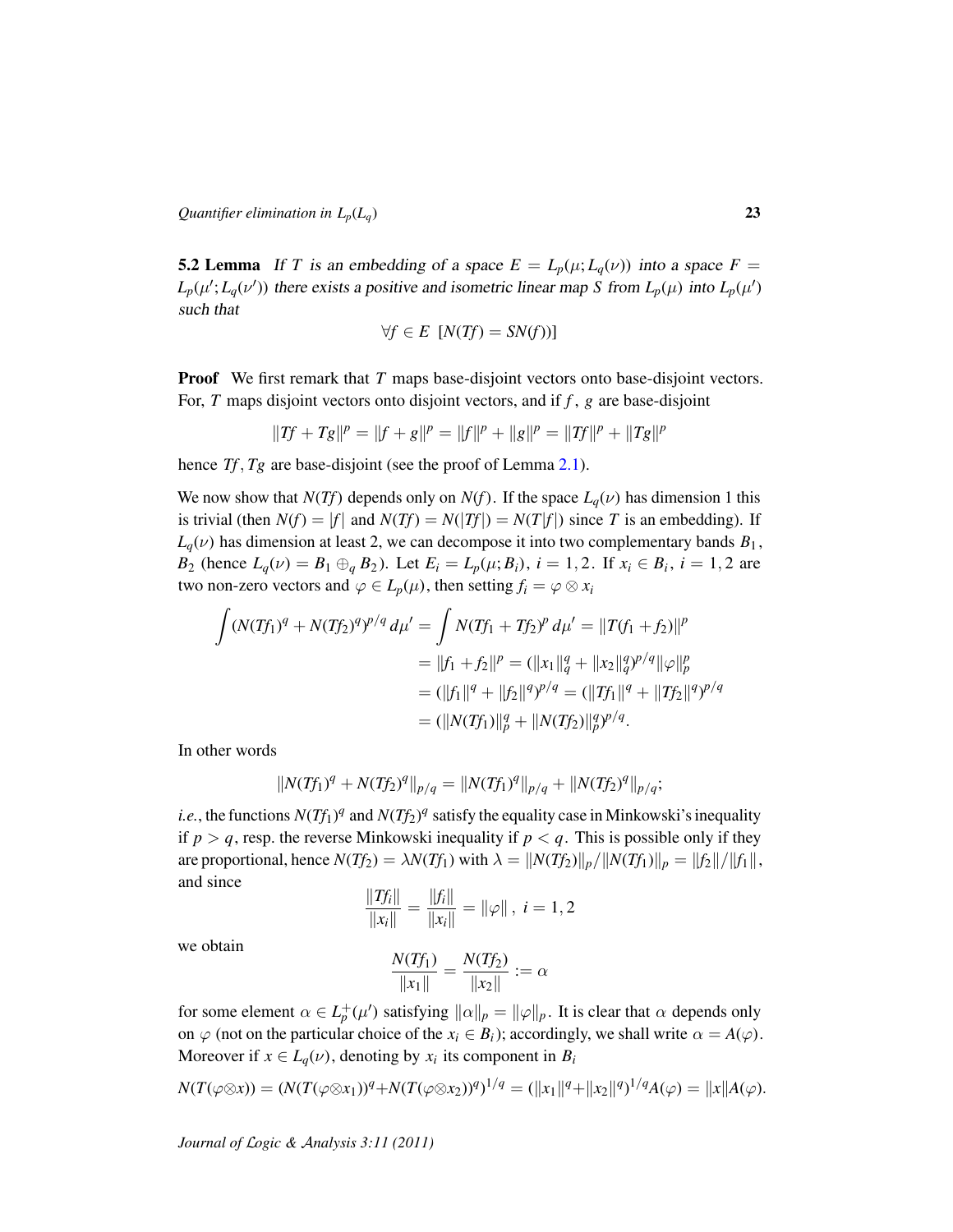**5.2 Lemma** *If $T$ is an embedding of a space $E = L_p(\mu; L_q(\nu))$ into a space $F = L_p(\mu'; L_q(\nu'))$ there exists a positive and isometric linear map $S$ from $L_p(\mu)$ into $L_p(\mu')$ such that*

$$\forall f \in E \ \ [N(Tf) = SN(f))]$$

**Proof** We first remark that $T$ maps base-disjoint vectors onto base-disjoint vectors. For, $T$ maps disjoint vectors onto disjoint vectors, and if $f$, $g$ are base-disjoint

$$\|Tf + Tg\|^p = \|f + g\|^p = \|f\|^p + \|g\|^p = \|Tf\|^p + \|Tg\|^p$$

hence $Tf, Tg$ are base-disjoint (see the proof of Lemma 2.1).

We now show that $N(Tf)$ depends only on $N(f)$. If the space $L_q(\nu)$ has dimension 1 this is trivial (then $N(f) = |f|$ and $N(Tf) = N(|Tf|) = N(T|f|)$ since $T$ is an embedding). If $L_q(\nu)$ has dimension at least 2, we can decompose it into two complementary bands $B_1$, $B_2$ (hence $L_q(\nu) = B_1 \oplus_q B_2$). Let $E_i = L_p(\mu; B_i)$, $i = 1, 2$. If $x_i \in B_i$, $i = 1, 2$ are two non-zero vectors and $\varphi \in L_p(\mu)$, then setting $f_i = \varphi \otimes x_i$

$$\begin{aligned}
\int (N(Tf_1)^q + N(Tf_2)^q)^{p/q} \, d\mu' &= \int N(Tf_1 + Tf_2)^p \, d\mu' = \|T(f_1 + f_2)\|^p \\
&= \|f_1 + f_2\|^p = (\|x_1\|_q^q + \|x_2\|_q^q)^{p/q} \|\varphi\|_p^p \\
&= (\|f_1\|^q + \|f_2\|^q)^{p/q} = (\|Tf_1\|^q + \|Tf_2\|^q)^{p/q} \\
&= (\|N(Tf_1)\|_p^q + \|N(Tf_2)\|_p^q)^{p/q}.
\end{aligned}$$

In other words

$$\|N(Tf_1)^q + N(Tf_2)^q\|_{p/q} = \|N(Tf_1)^q\|_{p/q} + \|N(Tf_2)^q\|_{p/q};$$

*i.e.*, the functions $N(Tf_1)^q$ and $N(Tf_2)^q$ satisfy the equality case in Minkowski's inequality if $p > q$, resp. the reverse Minkowski inequality if $p < q$. This is possible only if they are proportional, hence $N(Tf_2) = \lambda N(Tf_1)$ with $\lambda = \|N(Tf_2)\|_p / \|N(Tf_1)\|_p = \|f_2\| / \|f_1\|$, and since

$$\frac{\|Tf_i\|}{\|x_i\|} = \frac{\|f_i\|}{\|x_i\|} = \|\varphi\| \, , \ i = 1, 2$$

we obtain

$$\frac{N(Tf_1)}{\|x_1\|} = \frac{N(Tf_2)}{\|x_2\|} := \alpha$$

for some element $\alpha \in L_p^+(\mu')$ satisfying $\|\alpha\|_p = \|\varphi\|_p$. It is clear that $\alpha$ depends only on $\varphi$ (not on the particular choice of the $x_i \in B_i$); accordingly, we shall write $\alpha = A(\varphi)$. Moreover if $x \in L_q(\nu)$, denoting by $x_i$ its component in $B_i$

$$N(T(\varphi \otimes x)) = (N(T(\varphi \otimes x_1))^q + N(T(\varphi \otimes x_2))^q)^{1/q} = (\|x_1\|^q + \|x_2\|^q)^{1/q} A(\varphi) = \|x\| A(\varphi).$$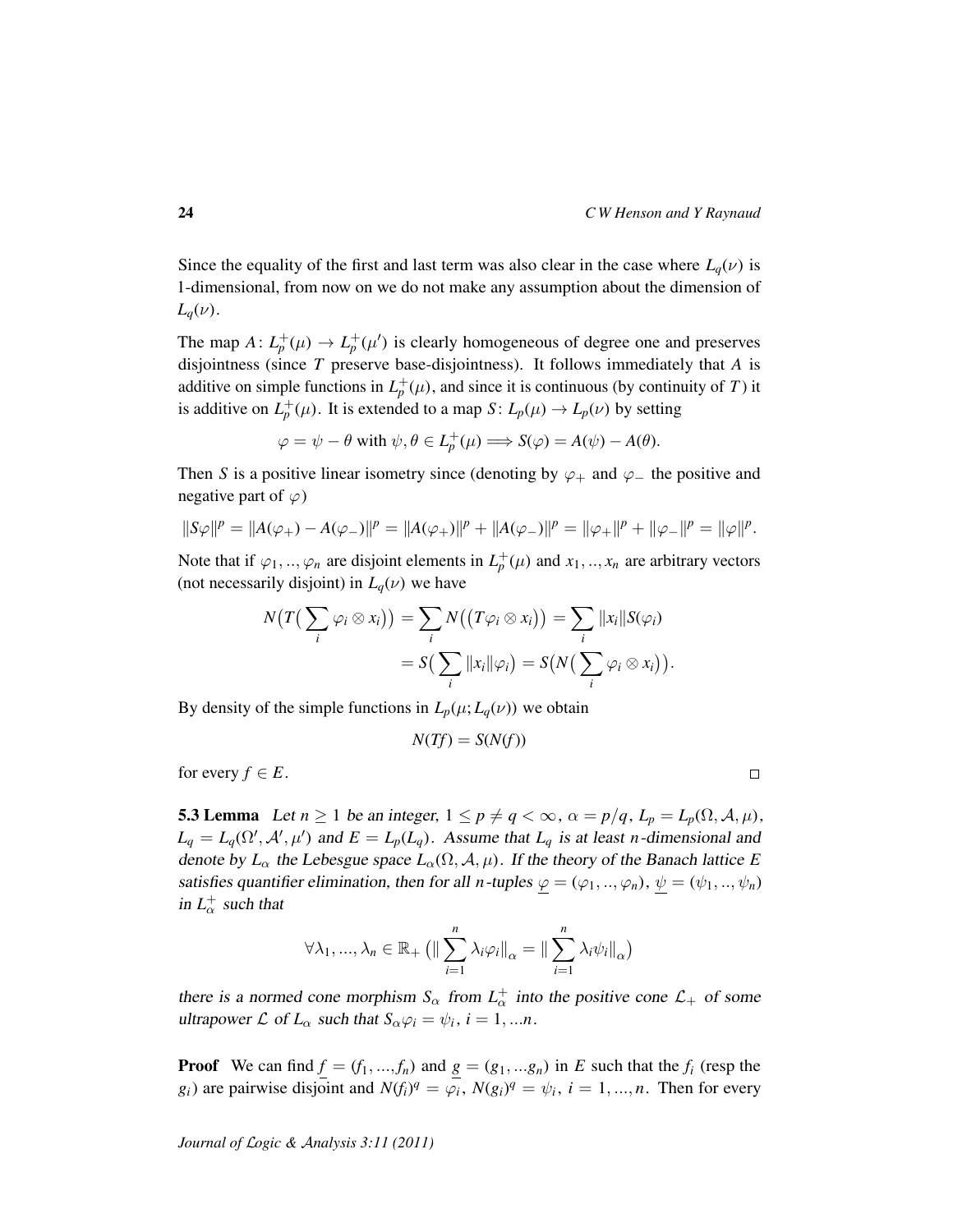Since the equality of the first and last term was also clear in the case where $L_q(\nu)$ is 1-dimensional, from now on we do not make any assumption about the dimension of $L_q(\nu)$.

The map $A\colon L_p^+(\mu) \to L_p^+(\mu')$ is clearly homogeneous of degree one and preserves disjointness (since $T$ preserve base-disjointness). It follows immediately that $A$ is additive on simple functions in $L_p^+(\mu)$, and since it is continuous (by continuity of $T$) it is additive on $L_p^+(\mu)$. It is extended to a map $S\colon L_p(\mu) \to L_p(\nu)$ by setting

$$\varphi = \psi - \theta \text{ with } \psi, \theta \in L_p^+(\mu) \Longrightarrow S(\varphi) = A(\psi) - A(\theta).$$

Then $S$ is a positive linear isometry since (denoting by $\varphi_+$ and $\varphi_-$ the positive and negative part of $\varphi$)

$$\|S\varphi\|^p = \|A(\varphi_+) - A(\varphi_-)\|^p = \|A(\varphi_+)\|^p + \|A(\varphi_-)\|^p = \|\varphi_+\|^p + \|\varphi_-\|^p = \|\varphi\|^p.$$

Note that if $\varphi_1, .., \varphi_n$ are disjoint elements in $L_p^+(\mu)$ and $x_1, .., x_n$ are arbitrary vectors (not necessarily disjoint) in $L_q(\nu)$ we have

$$\begin{aligned} N\big(T\big(\sum_i \varphi_i \otimes x_i\big)\big) &= \sum_i N\big(\big(T\varphi_i \otimes x_i\big)\big) = \sum_i \|x_i\| S(\varphi_i) \\ &= S\big(\sum_i \|x_i\| \varphi_i\big) = S\big(N\big(\sum_i \varphi_i \otimes x_i\big)\big). \end{aligned}$$

By density of the simple functions in $L_p(\mu; L_q(\nu))$ we obtain

$$N(Tf) = S(N(f))$$

for every $f \in E$. □

**5.3 Lemma** *Let $n \geq 1$ be an integer, $1 \leq p \neq q < \infty$, $\alpha = p/q$, $L_p = L_p(\Omega, \mathcal{A}, \mu)$, $L_q = L_q(\Omega', \mathcal{A}', \mu')$ and $E = L_p(L_q)$. Assume that $L_q$ is at least $n$-dimensional and denote by $L_\alpha$ the Lebesgue space $L_\alpha(\Omega, \mathcal{A}, \mu)$. If the theory of the Banach lattice $E$ satisfies quantifier elimination, then for all $n$-tuples $\underline{\varphi} = (\varphi_1, .., \varphi_n)$, $\underline{\psi} = (\psi_1, .., \psi_n)$ in $L_\alpha^+$ such that*

$$\forall \lambda_1, ..., \lambda_n \in \mathbb{R}_+ \left(\|\sum_{i=1}^n \lambda_i \varphi_i\|_\alpha = \|\sum_{i=1}^n \lambda_i \psi_i\|_\alpha\right)$$

*there is a normed cone morphism $S_\alpha$ from $L_\alpha^+$ into the positive cone $\mathcal{L}_+$ of some ultrapower $\mathcal{L}$ of $L_\alpha$ such that $S_\alpha \varphi_i = \psi_i$, $i = 1, ...n$.*

**Proof** We can find $\underline{f} = (f_1, ..., f_n)$ and $\underline{g} = (g_1, ...g_n)$ in $E$ such that the $f_i$ (resp the $g_i$) are pairwise disjoint and $N(f_i)^q = \varphi_i$, $N(g_i)^q = \psi_i$, $i = 1, ..., n$. Then for every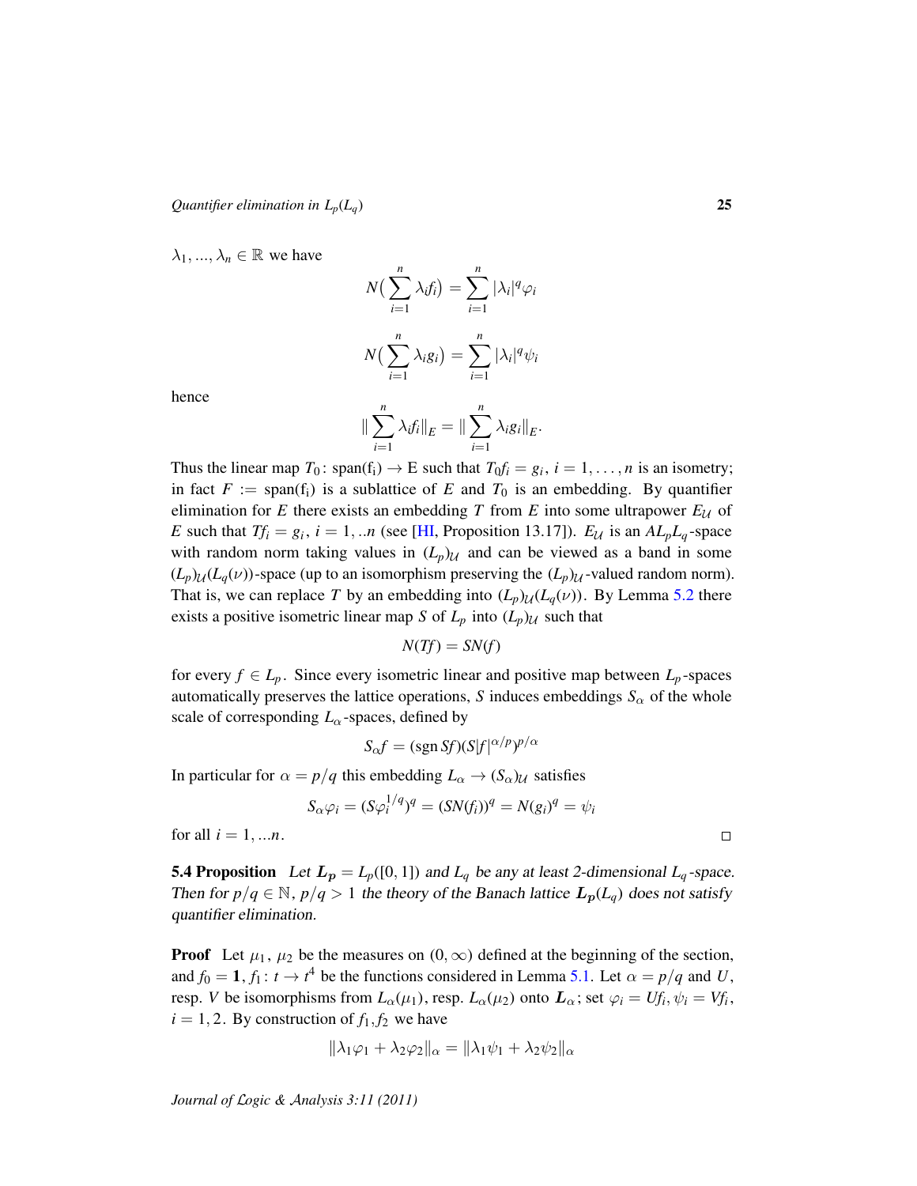$\lambda_1, ..., \lambda_n \in \mathbb{R}$ we have

$$N\big(\sum_{i=1}^{n} \lambda_i f_i\big) = \sum_{i=1}^{n} |\lambda_i|^q \varphi_i$$

$$N\big(\sum_{i=1}^{n} \lambda_i g_i\big) = \sum_{i=1}^{n} |\lambda_i|^q \psi_i$$

hence

$$\|\sum_{i=1}^{n} \lambda_i f_i\|_E = \|\sum_{i=1}^{n} \lambda_i g_i\|_E.$$

Thus the linear map $T_0 \colon \mathrm{span}(\mathrm{f_i}) \to \mathrm{E}$ such that $T_0 f_i = g_i$, $i = 1, \ldots, n$ is an isometry; in fact $F := \mathrm{span}(\mathrm{f_i})$ is a sublattice of $E$ and $T_0$ is an embedding. By quantifier elimination for $E$ there exists an embedding $T$ from $E$ into some ultrapower $E_{\mathcal{U}}$ of $E$ such that $Tf_i = g_i$, $i = 1, ..n$ (see [HI, Proposition 13.17]). $E_{\mathcal{U}}$ is an $AL_pL_q$-space with random norm taking values in $(L_p)_{\mathcal{U}}$ and can be viewed as a band in some $(L_p)_{\mathcal{U}}(L_q(\nu))$-space (up to an isomorphism preserving the $(L_p)_{\mathcal{U}}$-valued random norm). That is, we can replace $T$ by an embedding into $(L_p)_{\mathcal{U}}(L_q(\nu))$. By Lemma 5.2 there exists a positive isometric linear map $S$ of $L_p$ into $(L_p)_{\mathcal{U}}$ such that

$$N(Tf) = SN(f)$$

for every $f \in L_p$. Since every isometric linear and positive map between $L_p$-spaces automatically preserves the lattice operations, $S$ induces embeddings $S_\alpha$ of the whole scale of corresponding $L_\alpha$-spaces, defined by

$$S_\alpha f = (\mathrm{sgn}\, Sf)(S|f|^{\alpha/p})^{p/\alpha}$$

In particular for $\alpha = p/q$ this embedding $L_\alpha \to (S_\alpha)_{\mathcal{U}}$ satisfies

$$S_\alpha \varphi_i = (S\varphi_i^{1/q})^q = (SN(f_i))^q = N(g_i)^q = \psi_i$$

for all $i = 1, ...n$. $\square$

**5.4 Proposition** *Let $\boldsymbol{L_p} = L_p([0,1])$ and $L_q$ be any at least 2-dimensional $L_q$-space. Then for $p/q \in \mathbb{N}$, $p/q > 1$ the theory of the Banach lattice $\boldsymbol{L_p}(L_q)$ does not satisfy quantifier elimination.*

**Proof** Let $\mu_1$, $\mu_2$ be the measures on $(0, \infty)$ defined at the beginning of the section, and $f_0 = \mathbf{1}$, $f_1 \colon t \to t^4$ be the functions considered in Lemma 5.1. Let $\alpha = p/q$ and $U$, resp. $V$ be isomorphisms from $L_\alpha(\mu_1)$, resp. $L_\alpha(\mu_2)$ onto $\boldsymbol{L_\alpha}$; set $\varphi_i = Uf_i, \psi_i = Vf_i$, $i = 1, 2$. By construction of $f_1, f_2$ we have

$$\|\lambda_1\varphi_1 + \lambda_2\varphi_2\|_\alpha = \|\lambda_1\psi_1 + \lambda_2\psi_2\|_\alpha$$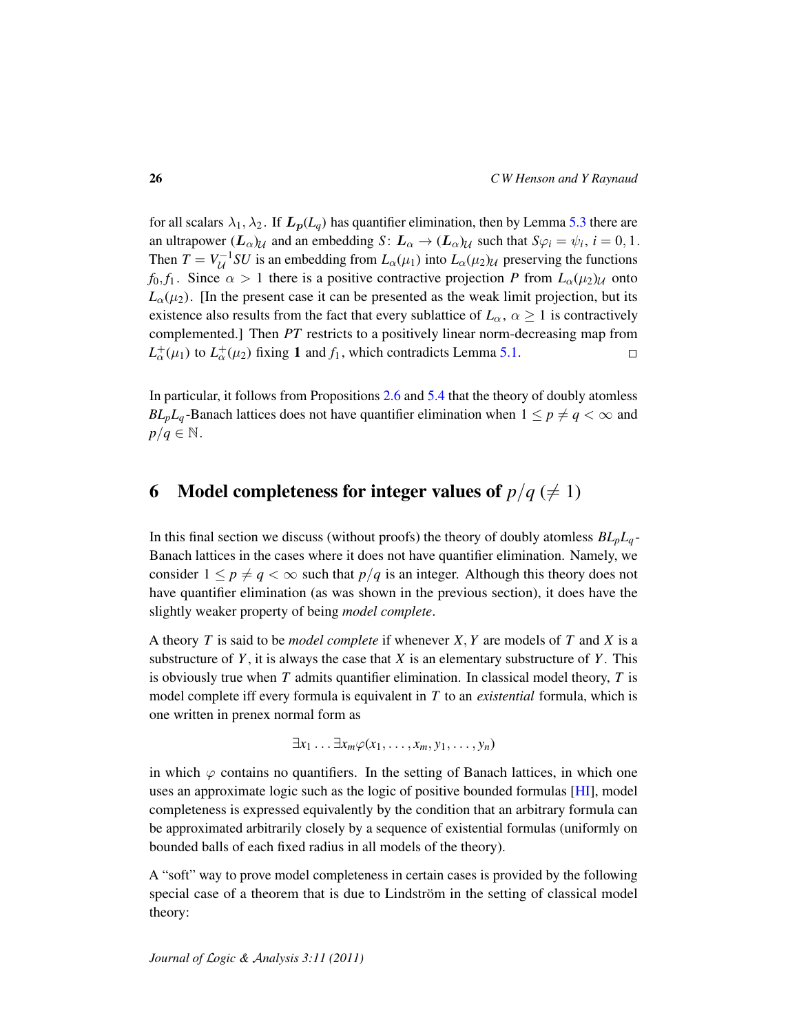for all scalars $\lambda_1, \lambda_2$. If $\boldsymbol{L_p}(L_q)$ has quantifier elimination, then by Lemma 5.3 there are an ultrapower $(\boldsymbol{L}_\alpha)_\mathcal{U}$ and an embedding $S\colon \boldsymbol{L}_\alpha \to (\boldsymbol{L}_\alpha)_\mathcal{U}$ such that $S\varphi_i = \psi_i$, $i = 0, 1$. Then $T = V_\mathcal{U}^{-1} S U$ is an embedding from $L_\alpha(\mu_1)$ into $L_\alpha(\mu_2)_\mathcal{U}$ preserving the functions $f_0, f_1$. Since $\alpha > 1$ there is a positive contractive projection $P$ from $L_\alpha(\mu_2)_\mathcal{U}$ onto $L_\alpha(\mu_2)$. [In the present case it can be presented as the weak limit projection, but its existence also results from the fact that every sublattice of $L_\alpha$, $\alpha \geq 1$ is contractively complemented.] Then $PT$ restricts to a positively linear norm-decreasing map from $L_\alpha^+(\mu_1)$ to $L_\alpha^+(\mu_2)$ fixing $\mathbf{1}$ and $f_1$, which contradicts Lemma 5.1. $\square$

In particular, it follows from Propositions 2.6 and 5.4 that the theory of doubly atomless $BL_pL_q$-Banach lattices does not have quantifier elimination when $1 \leq p \neq q < \infty$ and $p/q \in \mathbb{N}$.

# 6 Model completeness for integer values of $p/q$ $(\neq 1)$

In this final section we discuss (without proofs) the theory of doubly atomless $BL_pL_q$-Banach lattices in the cases where it does not have quantifier elimination. Namely, we consider $1 \leq p \neq q < \infty$ such that $p/q$ is an integer. Although this theory does not have quantifier elimination (as was shown in the previous section), it does have the slightly weaker property of being *model complete*.

A theory $T$ is said to be *model complete* if whenever $X, Y$ are models of $T$ and $X$ is a substructure of $Y$, it is always the case that $X$ is an elementary substructure of $Y$. This is obviously true when $T$ admits quantifier elimination. In classical model theory, $T$ is model complete iff every formula is equivalent in $T$ to an *existential* formula, which is one written in prenex normal form as

$$\exists x_1 \ldots \exists x_m \varphi(x_1, \ldots, x_m, y_1, \ldots, y_n)$$

in which $\varphi$ contains no quantifiers. In the setting of Banach lattices, in which one uses an approximate logic such as the logic of positive bounded formulas [HI], model completeness is expressed equivalently by the condition that an arbitrary formula can be approximated arbitrarily closely by a sequence of existential formulas (uniformly on bounded balls of each fixed radius in all models of the theory).

A "soft" way to prove model completeness in certain cases is provided by the following special case of a theorem that is due to Lindström in the setting of classical model theory: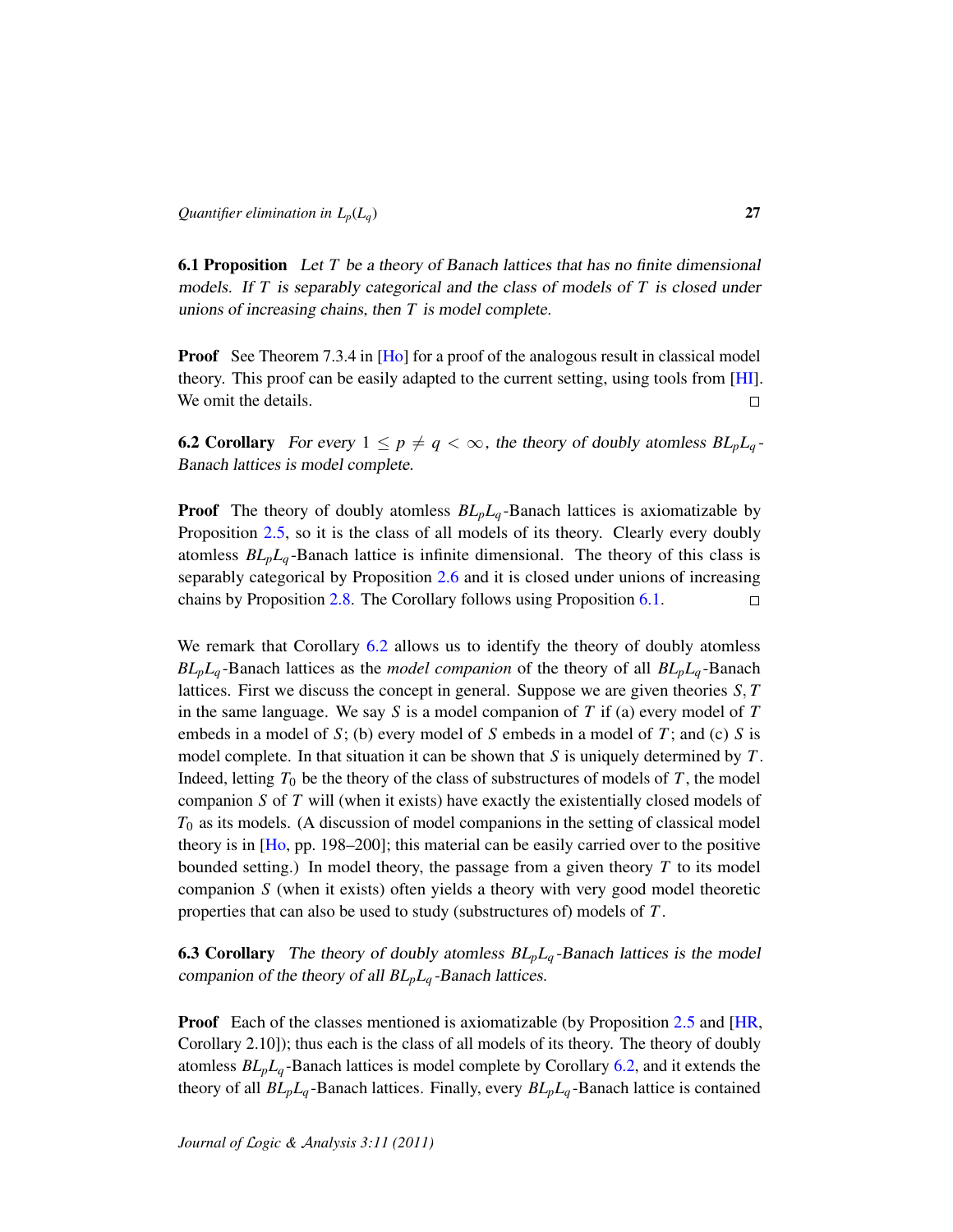**6.1 Proposition** *Let $T$ be a theory of Banach lattices that has no finite dimensional models. If $T$ is separably categorical and the class of models of $T$ is closed under unions of increasing chains, then $T$ is model complete.*

**Proof** See Theorem 7.3.4 in [Ho] for a proof of the analogous result in classical model theory. This proof can be easily adapted to the current setting, using tools from [HI]. We omit the details. □

**6.2 Corollary** *For every $1 \leq p \neq q < \infty$, the theory of doubly atomless $BL_pL_q$-Banach lattices is model complete.*

**Proof** The theory of doubly atomless $BL_pL_q$-Banach lattices is axiomatizable by Proposition 2.5, so it is the class of all models of its theory. Clearly every doubly atomless $BL_pL_q$-Banach lattice is infinite dimensional. The theory of this class is separably categorical by Proposition 2.6 and it is closed under unions of increasing chains by Proposition 2.8. The Corollary follows using Proposition 6.1. □

We remark that Corollary 6.2 allows us to identify the theory of doubly atomless $BL_pL_q$-Banach lattices as the *model companion* of the theory of all $BL_pL_q$-Banach lattices. First we discuss the concept in general. Suppose we are given theories $S, T$ in the same language. We say $S$ is a model companion of $T$ if (a) every model of $T$ embeds in a model of $S$; (b) every model of $S$ embeds in a model of $T$; and (c) $S$ is model complete. In that situation it can be shown that $S$ is uniquely determined by $T$. Indeed, letting $T_0$ be the theory of the class of substructures of models of $T$, the model companion $S$ of $T$ will (when it exists) have exactly the existentially closed models of $T_0$ as its models. (A discussion of model companions in the setting of classical model theory is in [Ho, pp. 198–200]; this material can be easily carried over to the positive bounded setting.) In model theory, the passage from a given theory $T$ to its model companion $S$ (when it exists) often yields a theory with very good model theoretic properties that can also be used to study (substructures of) models of $T$.

**6.3 Corollary** *The theory of doubly atomless $BL_pL_q$-Banach lattices is the model companion of the theory of all $BL_pL_q$-Banach lattices.*

**Proof** Each of the classes mentioned is axiomatizable (by Proposition 2.5 and [HR, Corollary 2.10]); thus each is the class of all models of its theory. The theory of doubly atomless $BL_pL_q$-Banach lattices is model complete by Corollary 6.2, and it extends the theory of all $BL_pL_q$-Banach lattices. Finally, every $BL_pL_q$-Banach lattice is contained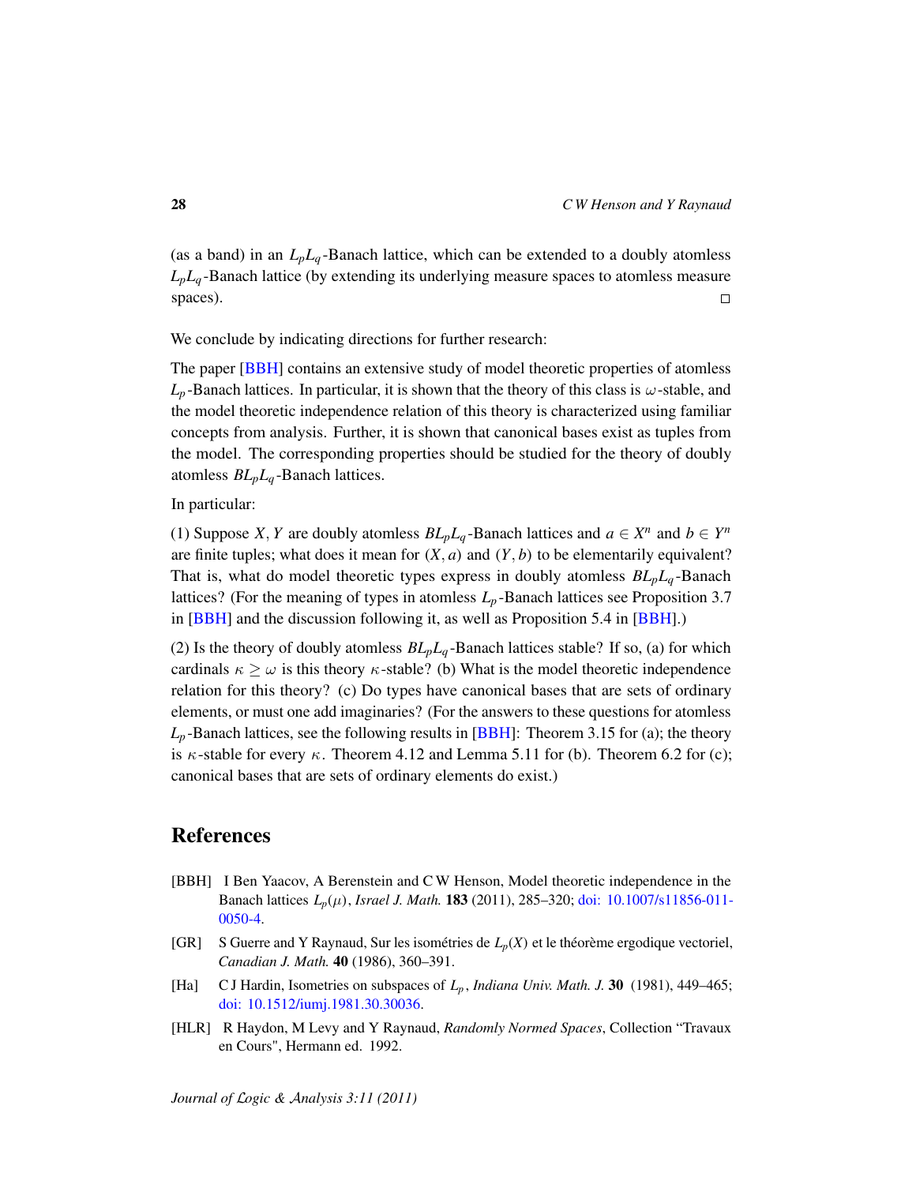(as a band) in an $L_pL_q$-Banach lattice, which can be extended to a doubly atomless $L_pL_q$-Banach lattice (by extending its underlying measure spaces to atomless measure spaces). □

We conclude by indicating directions for further research:

The paper [BBH] contains an extensive study of model theoretic properties of atomless $L_p$-Banach lattices. In particular, it is shown that the theory of this class is $\omega$-stable, and the model theoretic independence relation of this theory is characterized using familiar concepts from analysis. Further, it is shown that canonical bases exist as tuples from the model. The corresponding properties should be studied for the theory of doubly atomless $BL_pL_q$-Banach lattices.

In particular:

(1) Suppose $X, Y$ are doubly atomless $BL_pL_q$-Banach lattices and $a \in X^n$ and $b \in Y^n$ are finite tuples; what does it mean for $(X, a)$ and $(Y, b)$ to be elementarily equivalent? That is, what do model theoretic types express in doubly atomless $BL_pL_q$-Banach lattices? (For the meaning of types in atomless $L_p$-Banach lattices see Proposition 3.7 in [BBH] and the discussion following it, as well as Proposition 5.4 in [BBH].)

(2) Is the theory of doubly atomless $BL_pL_q$-Banach lattices stable? If so, (a) for which cardinals $\kappa \geq \omega$ is this theory $\kappa$-stable? (b) What is the model theoretic independence relation for this theory? (c) Do types have canonical bases that are sets of ordinary elements, or must one add imaginaries? (For the answers to these questions for atomless $L_p$-Banach lattices, see the following results in [BBH]: Theorem 3.15 for (a); the theory is $\kappa$-stable for every $\kappa$. Theorem 4.12 and Lemma 5.11 for (b). Theorem 6.2 for (c); canonical bases that are sets of ordinary elements do exist.)

## References

[BBH] I Ben Yaacov, A Berenstein and C W Henson, Model theoretic independence in the Banach lattices $L_p(\mu)$, *Israel J. Math.* **183** (2011), 285–320; doi: 10.1007/s11856-011-0050-4.

[GR] S Guerre and Y Raynaud, Sur les isométries de $L_p(X)$ et le théorème ergodique vectoriel, *Canadian J. Math.* **40** (1986), 360–391.

[Ha] C J Hardin, Isometries on subspaces of $L_p$, *Indiana Univ. Math. J.* **30** (1981), 449–465; doi: 10.1512/iumj.1981.30.30036.

[HLR] R Haydon, M Levy and Y Raynaud, *Randomly Normed Spaces*, Collection "Travaux en Cours", Hermann ed. 1992.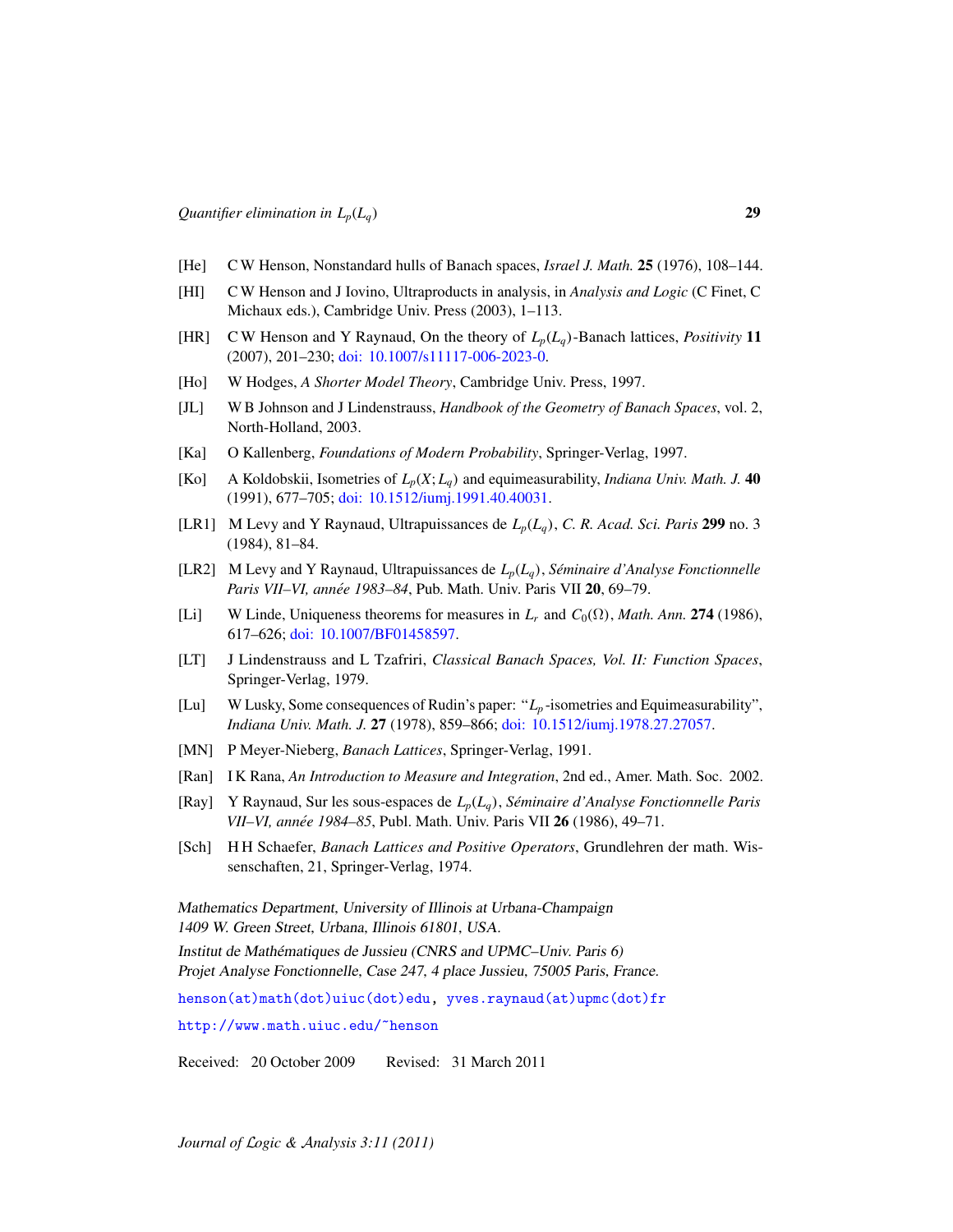- [He] C W Henson, Nonstandard hulls of Banach spaces, *Israel J. Math.* **25** (1976), 108–144.
- [HI] C W Henson and J Iovino, Ultraproducts in analysis, in *Analysis and Logic* (C Finet, C Michaux eds.), Cambridge Univ. Press (2003), 1–113.
- [HR] C W Henson and Y Raynaud, On the theory of $L_p(L_q)$-Banach lattices, *Positivity* **11** (2007), 201–230; doi: 10.1007/s11117-006-2023-0.
- [Ho] W Hodges, *A Shorter Model Theory*, Cambridge Univ. Press, 1997.
- [JL] W B Johnson and J Lindenstrauss, *Handbook of the Geometry of Banach Spaces*, vol. 2, North-Holland, 2003.
- [Ka] O Kallenberg, *Foundations of Modern Probability*, Springer-Verlag, 1997.
- [Ko] A Koldobskii, Isometries of $L_p(X; L_q)$ and equimeasurability, *Indiana Univ. Math. J.* **40** (1991), 677–705; doi: 10.1512/iumj.1991.40.40031.
- [LR1] M Levy and Y Raynaud, Ultrapuissances de $L_p(L_q)$, *C. R. Acad. Sci. Paris* **299** no. 3 (1984), 81–84.
- [LR2] M Levy and Y Raynaud, Ultrapuissances de $L_p(L_q)$, *Séminaire d'Analyse Fonctionnelle Paris VII–VI, année 1983–84*, Pub. Math. Univ. Paris VII **20**, 69–79.
- [Li] W Linde, Uniqueness theorems for measures in $L_r$ and $C_0(\Omega)$, *Math. Ann.* **274** (1986), 617–626; doi: 10.1007/BF01458597.
- [LT] J Lindenstrauss and L Tzafriri, *Classical Banach Spaces, Vol. II: Function Spaces*, Springer-Verlag, 1979.
- [Lu] W Lusky, Some consequences of Rudin's paper: "$L_p$-isometries and Equimeasurability", *Indiana Univ. Math. J.* **27** (1978), 859–866; doi: 10.1512/iumj.1978.27.27057.
- [MN] P Meyer-Nieberg, *Banach Lattices*, Springer-Verlag, 1991.
- [Ran] I K Rana, *An Introduction to Measure and Integration*, 2nd ed., Amer. Math. Soc. 2002.
- [Ray] Y Raynaud, Sur les sous-espaces de $L_p(L_q)$, *Séminaire d'Analyse Fonctionnelle Paris VII–VI, année 1984–85*, Publ. Math. Univ. Paris VII **26** (1986), 49–71.
- [Sch] H H Schaefer, *Banach Lattices and Positive Operators*, Grundlehren der math. Wissenschaften, 21, Springer-Verlag, 1974.

*Mathematics Department, University of Illinois at Urbana-Champaign*
*1409 W. Green Street, Urbana, Illinois 61801, USA.*

*Institut de Mathématiques de Jussieu (CNRS and UPMC–Univ. Paris 6)*
*Projet Analyse Fonctionnelle, Case 247, 4 place Jussieu, 75005 Paris, France.*

henson(at)math(dot)uiuc(dot)edu, yves.raynaud(at)upmc(dot)fr

http://www.math.uiuc.edu/~henson

Received: 20 October 2009 Revised: 31 March 2011